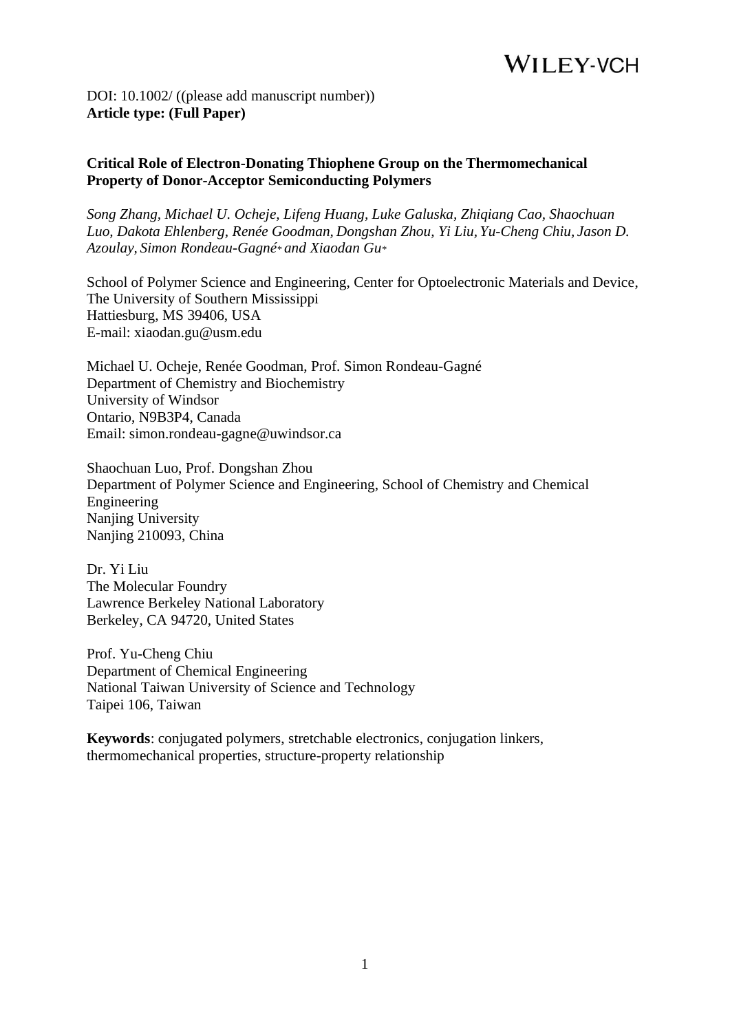DOI: 10.1002/ ((please add manuscript number))
**Article type: (Full Paper)**

**Critical Role of Electron-Donating Thiophene Group on the Thermomechanical Property of Donor-Acceptor Semiconducting Polymers**

*Song Zhang, Michael U. Ocheje, Lifeng Huang, Luke Galuska, Zhiqiang Cao, Shaochuan Luo, Dakota Ehlenberg, Renée Goodman, Dongshan Zhou, Yi Liu, Yu-Cheng Chiu, Jason D. Azoulay, Simon Rondeau-Gagné* and Xiaodan Gu**

School of Polymer Science and Engineering, Center for Optoelectronic Materials and Device,
The University of Southern Mississippi
Hattiesburg, MS 39406, USA
E-mail: xiaodan.gu@usm.edu

Michael U. Ocheje, Renée Goodman, Prof. Simon Rondeau-Gagné
Department of Chemistry and Biochemistry
University of Windsor
Ontario, N9B3P4, Canada
Email: simon.rondeau-gagne@uwindsor.ca

Shaochuan Luo, Prof. Dongshan Zhou
Department of Polymer Science and Engineering, School of Chemistry and Chemical Engineering
Nanjing University
Nanjing 210093, China

Dr. Yi Liu
The Molecular Foundry
Lawrence Berkeley National Laboratory
Berkeley, CA 94720, United States

Prof. Yu-Cheng Chiu
Department of Chemical Engineering
National Taiwan University of Science and Technology
Taipei 106, Taiwan

**Keywords**: conjugated polymers, stretchable electronics, conjugation linkers, thermomechanical properties, structure-property relationship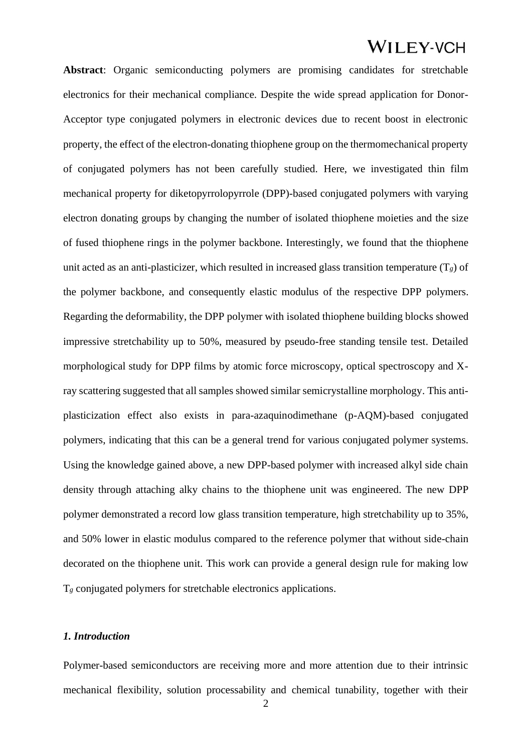**Abstract**: Organic semiconducting polymers are promising candidates for stretchable electronics for their mechanical compliance. Despite the wide spread application for Donor-Acceptor type conjugated polymers in electronic devices due to recent boost in electronic property, the effect of the electron-donating thiophene group on the thermomechanical property of conjugated polymers has not been carefully studied. Here, we investigated thin film mechanical property for diketopyrrolopyrrole (DPP)-based conjugated polymers with varying electron donating groups by changing the number of isolated thiophene moieties and the size of fused thiophene rings in the polymer backbone. Interestingly, we found that the thiophene unit acted as an anti-plasticizer, which resulted in increased glass transition temperature ($T_g$) of the polymer backbone, and consequently elastic modulus of the respective DPP polymers. Regarding the deformability, the DPP polymer with isolated thiophene building blocks showed impressive stretchability up to 50%, measured by pseudo-free standing tensile test. Detailed morphological study for DPP films by atomic force microscopy, optical spectroscopy and X-ray scattering suggested that all samples showed similar semicrystalline morphology. This anti-plasticization effect also exists in para-azaquinodimethane (p-AQM)-based conjugated polymers, indicating that this can be a general trend for various conjugated polymer systems. Using the knowledge gained above, a new DPP-based polymer with increased alkyl side chain density through attaching alky chains to the thiophene unit was engineered. The new DPP polymer demonstrated a record low glass transition temperature, high stretchability up to 35%, and 50% lower in elastic modulus compared to the reference polymer that without side-chain decorated on the thiophene unit. This work can provide a general design rule for making low $T_g$ conjugated polymers for stretchable electronics applications.

## *1. Introduction*

Polymer-based semiconductors are receiving more and more attention due to their intrinsic mechanical flexibility, solution processability and chemical tunability, together with their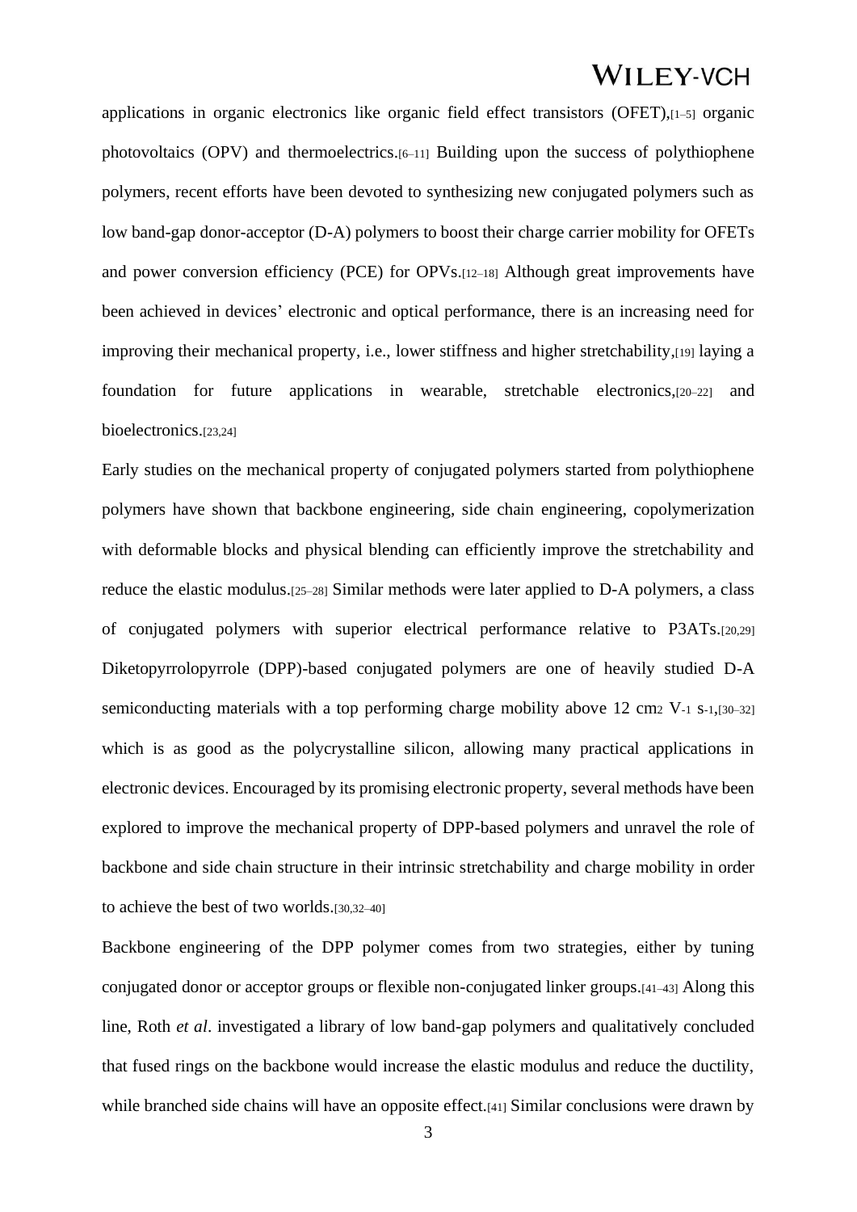applications in organic electronics like organic field effect transistors (OFET),[1–5] organic photovoltaics (OPV) and thermoelectrics.[6–11] Building upon the success of polythiophene polymers, recent efforts have been devoted to synthesizing new conjugated polymers such as low band-gap donor-acceptor (D-A) polymers to boost their charge carrier mobility for OFETs and power conversion efficiency (PCE) for OPVs.[12–18] Although great improvements have been achieved in devices' electronic and optical performance, there is an increasing need for improving their mechanical property, i.e., lower stiffness and higher stretchability,[19] laying a foundation for future applications in wearable, stretchable electronics,[20–22] and bioelectronics.[23,24]

Early studies on the mechanical property of conjugated polymers started from polythiophene polymers have shown that backbone engineering, side chain engineering, copolymerization with deformable blocks and physical blending can efficiently improve the stretchability and reduce the elastic modulus.[25–28] Similar methods were later applied to D-A polymers, a class of conjugated polymers with superior electrical performance relative to P3ATs.[20,29] Diketopyrrolopyrrole (DPP)-based conjugated polymers are one of heavily studied D-A semiconducting materials with a top performing charge mobility above 12 $cm^2 V^{-1} s^{-1}$,[30–32] which is as good as the polycrystalline silicon, allowing many practical applications in electronic devices. Encouraged by its promising electronic property, several methods have been explored to improve the mechanical property of DPP-based polymers and unravel the role of backbone and side chain structure in their intrinsic stretchability and charge mobility in order to achieve the best of two worlds.[30,32–40]

Backbone engineering of the DPP polymer comes from two strategies, either by tuning conjugated donor or acceptor groups or flexible non-conjugated linker groups.[41–43] Along this line, Roth *et al*. investigated a library of low band-gap polymers and qualitatively concluded that fused rings on the backbone would increase the elastic modulus and reduce the ductility, while branched side chains will have an opposite effect.[41] Similar conclusions were drawn by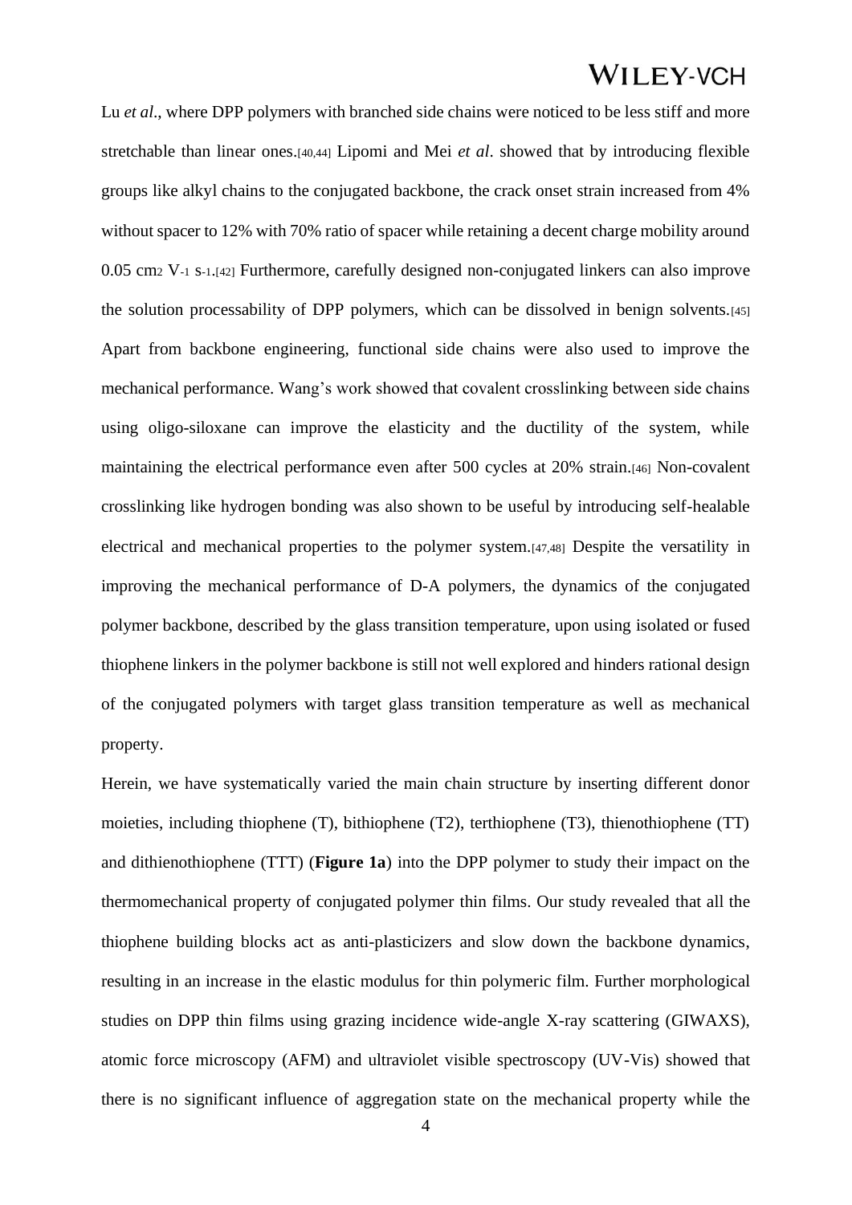Lu *et al*., where DPP polymers with branched side chains were noticed to be less stiff and more stretchable than linear ones.[40,44] Lipomi and Mei *et al*. showed that by introducing flexible groups like alkyl chains to the conjugated backbone, the crack onset strain increased from 4% without spacer to 12% with 70% ratio of spacer while retaining a decent charge mobility around 0.05 $cm^2$ $V^{-1}$ $s^{-1}$.[42] Furthermore, carefully designed non-conjugated linkers can also improve the solution processability of DPP polymers, which can be dissolved in benign solvents.[45] Apart from backbone engineering, functional side chains were also used to improve the mechanical performance. Wang's work showed that covalent crosslinking between side chains using oligo-siloxane can improve the elasticity and the ductility of the system, while maintaining the electrical performance even after 500 cycles at 20% strain.[46] Non-covalent crosslinking like hydrogen bonding was also shown to be useful by introducing self-healable electrical and mechanical properties to the polymer system.[47,48] Despite the versatility in improving the mechanical performance of D-A polymers, the dynamics of the conjugated polymer backbone, described by the glass transition temperature, upon using isolated or fused thiophene linkers in the polymer backbone is still not well explored and hinders rational design of the conjugated polymers with target glass transition temperature as well as mechanical property.

Herein, we have systematically varied the main chain structure by inserting different donor moieties, including thiophene (T), bithiophene (T2), terthiophene (T3), thienothiophene (TT) and dithienothiophene (TTT) (**Figure 1a**) into the DPP polymer to study their impact on the thermomechanical property of conjugated polymer thin films. Our study revealed that all the thiophene building blocks act as anti-plasticizers and slow down the backbone dynamics, resulting in an increase in the elastic modulus for thin polymeric film. Further morphological studies on DPP thin films using grazing incidence wide-angle X-ray scattering (GIWAXS), atomic force microscopy (AFM) and ultraviolet visible spectroscopy (UV-Vis) showed that there is no significant influence of aggregation state on the mechanical property while the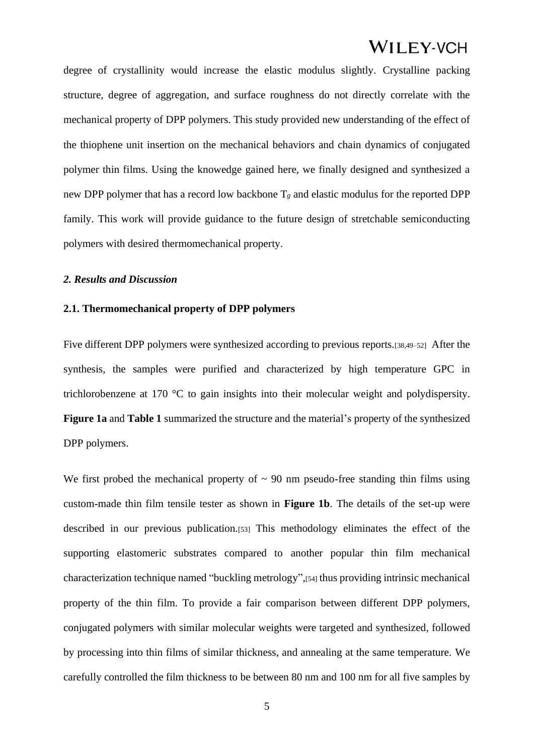degree of crystallinity would increase the elastic modulus slightly. Crystalline packing structure, degree of aggregation, and surface roughness do not directly correlate with the mechanical property of DPP polymers. This study provided new understanding of the effect of the thiophene unit insertion on the mechanical behaviors and chain dynamics of conjugated polymer thin films. Using the knowedge gained here, we finally designed and synthesized a new DPP polymer that has a record low backbone $T_g$ and elastic modulus for the reported DPP family. This work will provide guidance to the future design of stretchable semiconducting polymers with desired thermomechanical property.

## *2. Results and Discussion*

### 2.1. Thermomechanical property of DPP polymers

Five different DPP polymers were synthesized according to previous reports.[38,49–52] After the synthesis, the samples were purified and characterized by high temperature GPC in trichlorobenzene at 170 °C to gain insights into their molecular weight and polydispersity. **Figure 1a** and **Table 1** summarized the structure and the material's property of the synthesized DPP polymers.

We first probed the mechanical property of ~ 90 nm pseudo-free standing thin films using custom-made thin film tensile tester as shown in **Figure 1b**. The details of the set-up were described in our previous publication.[53] This methodology eliminates the effect of the supporting elastomeric substrates compared to another popular thin film mechanical characterization technique named "buckling metrology",[54] thus providing intrinsic mechanical property of the thin film. To provide a fair comparison between different DPP polymers, conjugated polymers with similar molecular weights were targeted and synthesized, followed by processing into thin films of similar thickness, and annealing at the same temperature. We carefully controlled the film thickness to be between 80 nm and 100 nm for all five samples by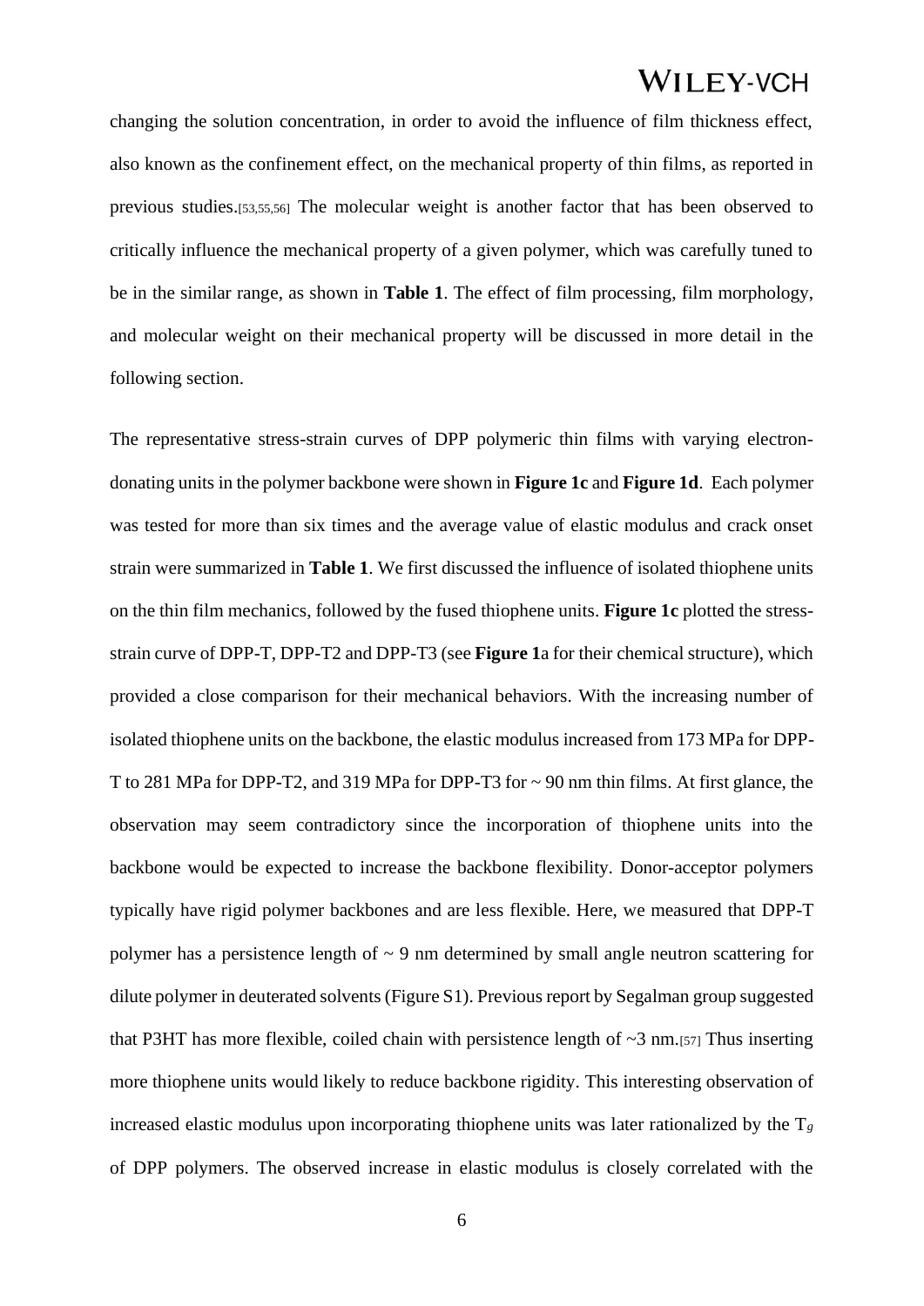changing the solution concentration, in order to avoid the influence of film thickness effect, also known as the confinement effect, on the mechanical property of thin films, as reported in previous studies.[53,55,56] The molecular weight is another factor that has been observed to critically influence the mechanical property of a given polymer, which was carefully tuned to be in the similar range, as shown in **Table 1**. The effect of film processing, film morphology, and molecular weight on their mechanical property will be discussed in more detail in the following section.

The representative stress-strain curves of DPP polymeric thin films with varying electron-donating units in the polymer backbone were shown in **Figure 1c** and **Figure 1d**. Each polymer was tested for more than six times and the average value of elastic modulus and crack onset strain were summarized in **Table 1**. We first discussed the influence of isolated thiophene units on the thin film mechanics, followed by the fused thiophene units. **Figure 1c** plotted the stress-strain curve of DPP-T, DPP-T2 and DPP-T3 (see **Figure 1**a for their chemical structure), which provided a close comparison for their mechanical behaviors. With the increasing number of isolated thiophene units on the backbone, the elastic modulus increased from 173 MPa for DPP-T to 281 MPa for DPP-T2, and 319 MPa for DPP-T3 for ~ 90 nm thin films. At first glance, the observation may seem contradictory since the incorporation of thiophene units into the backbone would be expected to increase the backbone flexibility. Donor-acceptor polymers typically have rigid polymer backbones and are less flexible. Here, we measured that DPP-T polymer has a persistence length of ~ 9 nm determined by small angle neutron scattering for dilute polymer in deuterated solvents (Figure S1). Previous report by Segalman group suggested that P3HT has more flexible, coiled chain with persistence length of ~3 nm.[57] Thus inserting more thiophene units would likely to reduce backbone rigidity. This interesting observation of increased elastic modulus upon incorporating thiophene units was later rationalized by the $T_g$ of DPP polymers. The observed increase in elastic modulus is closely correlated with the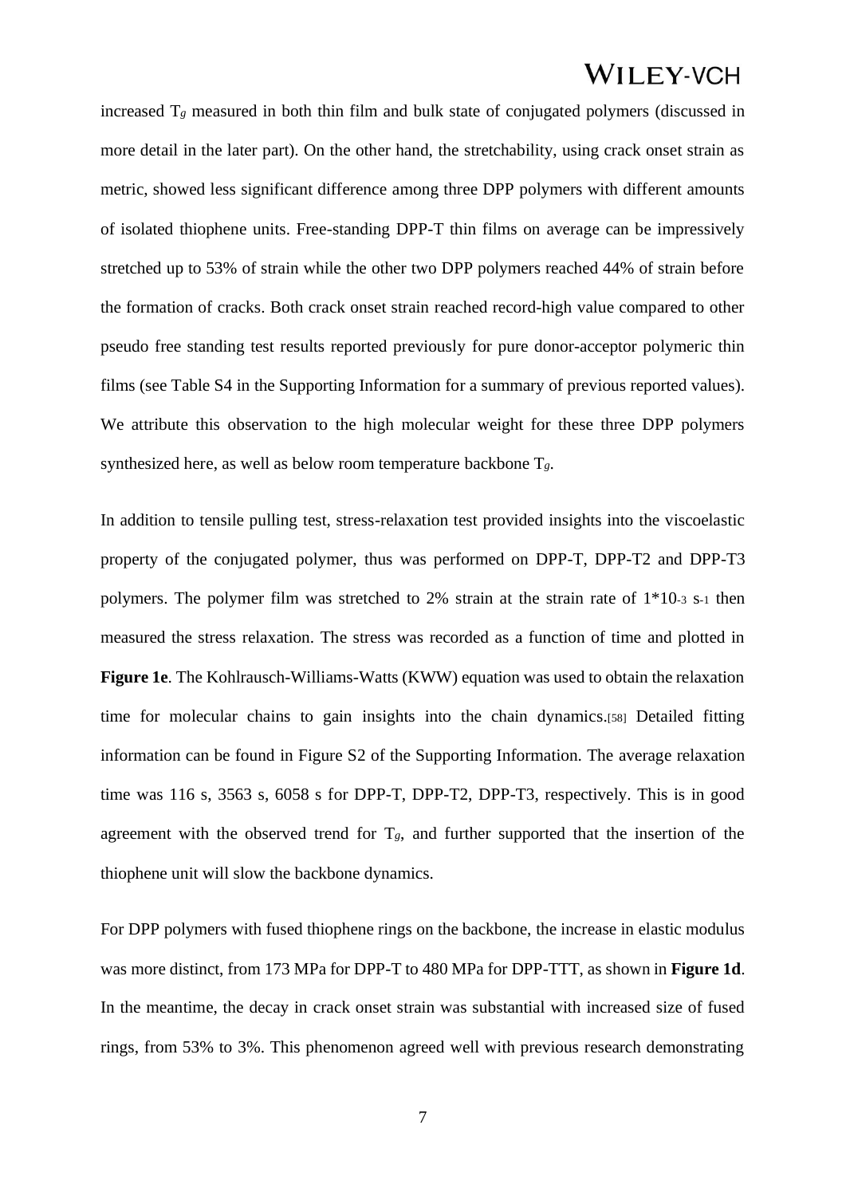increased $T_g$ measured in both thin film and bulk state of conjugated polymers (discussed in more detail in the later part). On the other hand, the stretchability, using crack onset strain as metric, showed less significant difference among three DPP polymers with different amounts of isolated thiophene units. Free-standing DPP-T thin films on average can be impressively stretched up to 53% of strain while the other two DPP polymers reached 44% of strain before the formation of cracks. Both crack onset strain reached record-high value compared to other pseudo free standing test results reported previously for pure donor-acceptor polymeric thin films (see Table S4 in the Supporting Information for a summary of previous reported values). We attribute this observation to the high molecular weight for these three DPP polymers synthesized here, as well as below room temperature backbone $T_g$.

In addition to tensile pulling test, stress-relaxation test provided insights into the viscoelastic property of the conjugated polymer, thus was performed on DPP-T, DPP-T2 and DPP-T3 polymers. The polymer film was stretched to 2% strain at the strain rate of $1*10^{-3}$ $s^{-1}$ then measured the stress relaxation. The stress was recorded as a function of time and plotted in **Figure 1e**. The Kohlrausch-Williams-Watts (KWW) equation was used to obtain the relaxation time for molecular chains to gain insights into the chain dynamics.[58] Detailed fitting information can be found in Figure S2 of the Supporting Information. The average relaxation time was 116 s, 3563 s, 6058 s for DPP-T, DPP-T2, DPP-T3, respectively. This is in good agreement with the observed trend for $T_g$, and further supported that the insertion of the thiophene unit will slow the backbone dynamics.

For DPP polymers with fused thiophene rings on the backbone, the increase in elastic modulus was more distinct, from 173 MPa for DPP-T to 480 MPa for DPP-TTT, as shown in **Figure 1d**. In the meantime, the decay in crack onset strain was substantial with increased size of fused rings, from 53% to 3%. This phenomenon agreed well with previous research demonstrating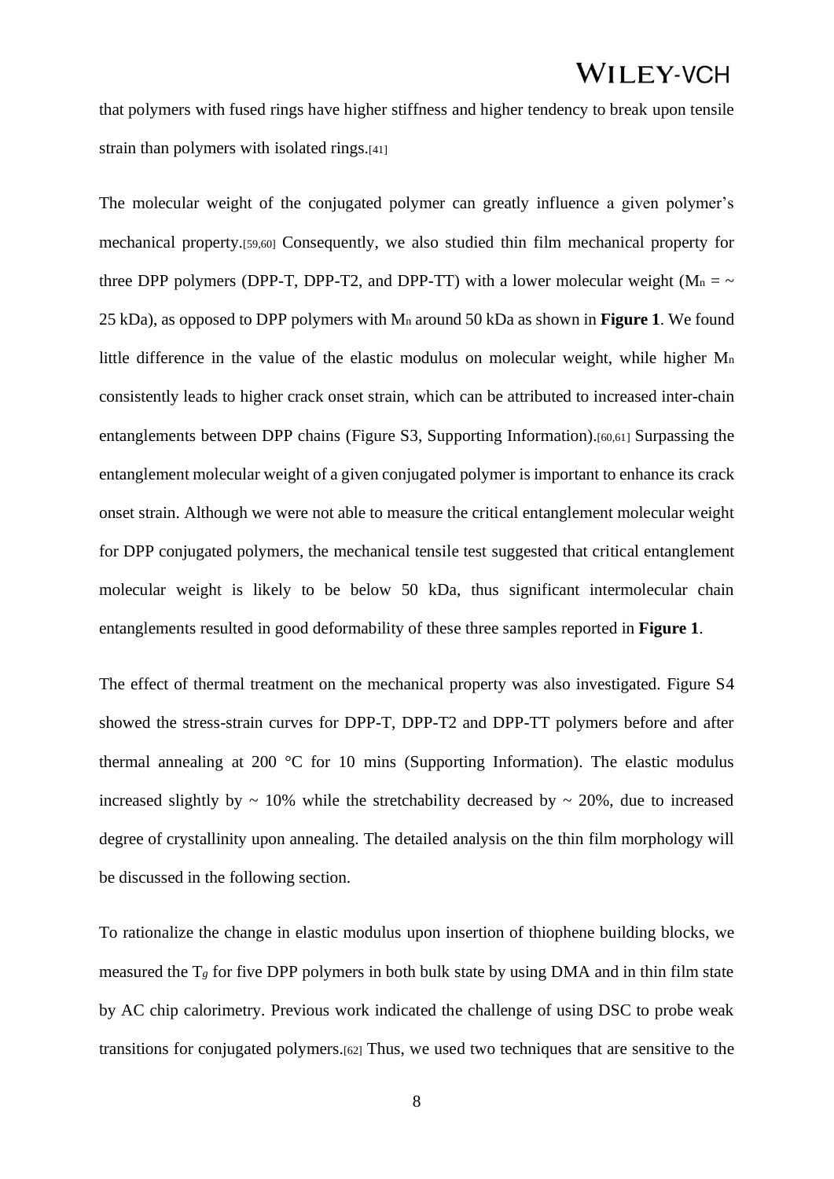that polymers with fused rings have higher stiffness and higher tendency to break upon tensile strain than polymers with isolated rings.[41]

The molecular weight of the conjugated polymer can greatly influence a given polymer's mechanical property.[59,60] Consequently, we also studied thin film mechanical property for three DPP polymers (DPP-T, DPP-T2, and DPP-TT) with a lower molecular weight ($M_n$ = ~ 25 kDa), as opposed to DPP polymers with $M_n$ around 50 kDa as shown in **Figure 1**. We found little difference in the value of the elastic modulus on molecular weight, while higher $M_n$ consistently leads to higher crack onset strain, which can be attributed to increased inter-chain entanglements between DPP chains (Figure S3, Supporting Information).[60,61] Surpassing the entanglement molecular weight of a given conjugated polymer is important to enhance its crack onset strain. Although we were not able to measure the critical entanglement molecular weight for DPP conjugated polymers, the mechanical tensile test suggested that critical entanglement molecular weight is likely to be below 50 kDa, thus significant intermolecular chain entanglements resulted in good deformability of these three samples reported in **Figure 1**.

The effect of thermal treatment on the mechanical property was also investigated. Figure S4 showed the stress-strain curves for DPP-T, DPP-T2 and DPP-TT polymers before and after thermal annealing at 200 °C for 10 mins (Supporting Information). The elastic modulus increased slightly by ~ 10% while the stretchability decreased by ~ 20%, due to increased degree of crystallinity upon annealing. The detailed analysis on the thin film morphology will be discussed in the following section.

To rationalize the change in elastic modulus upon insertion of thiophene building blocks, we measured the $T_g$ for five DPP polymers in both bulk state by using DMA and in thin film state by AC chip calorimetry. Previous work indicated the challenge of using DSC to probe weak transitions for conjugated polymers.[62] Thus, we used two techniques that are sensitive to the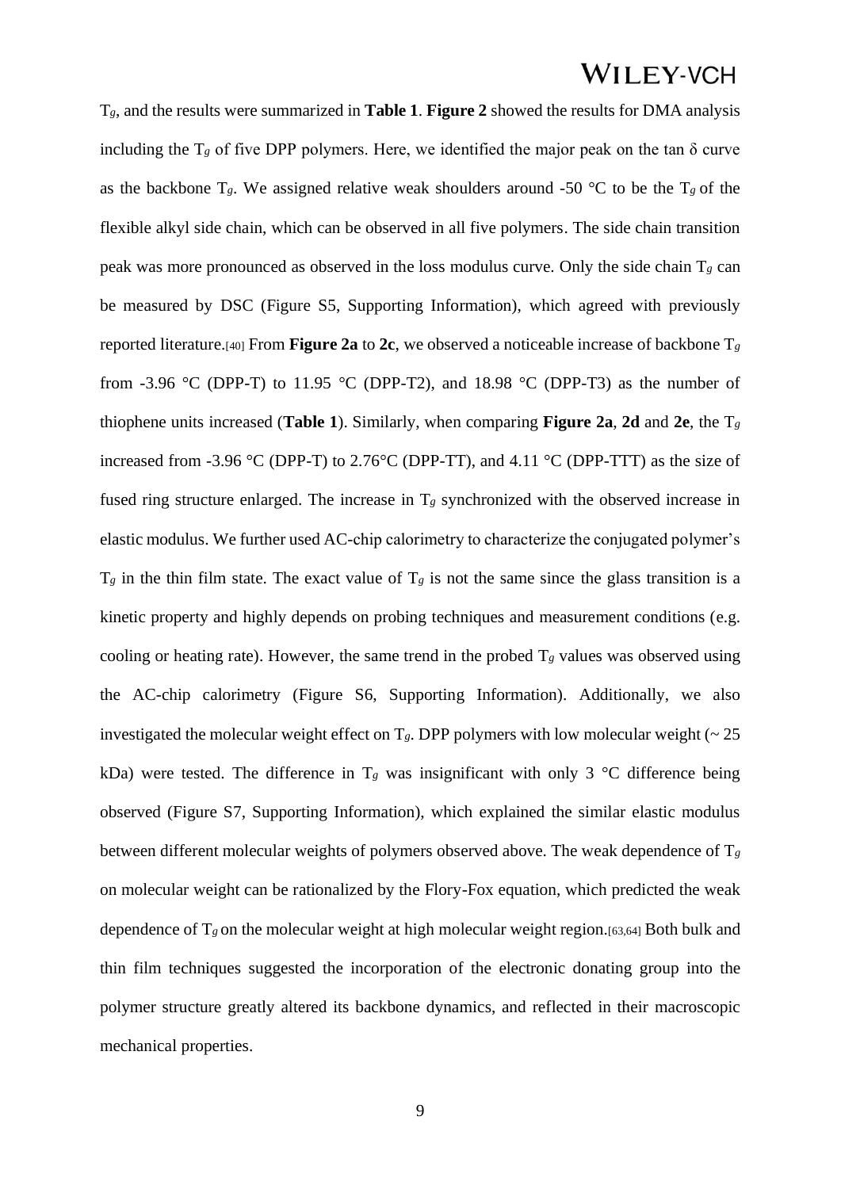$T_g$, and the results were summarized in **Table 1**. **Figure 2** showed the results for DMA analysis including the $T_g$ of five DPP polymers. Here, we identified the major peak on the tan δ curve as the backbone $T_g$. We assigned relative weak shoulders around -50 °C to be the $T_g$ of the flexible alkyl side chain, which can be observed in all five polymers. The side chain transition peak was more pronounced as observed in the loss modulus curve. Only the side chain $T_g$ can be measured by DSC (Figure S5, Supporting Information), which agreed with previously reported literature.[40] From **Figure 2a** to **2c**, we observed a noticeable increase of backbone $T_g$ from -3.96 °C (DPP-T) to 11.95 °C (DPP-T2), and 18.98 °C (DPP-T3) as the number of thiophene units increased (**Table 1**). Similarly, when comparing **Figure 2a**, **2d** and **2e**, the $T_g$ increased from -3.96 °C (DPP-T) to 2.76°C (DPP-TT), and 4.11 °C (DPP-TTT) as the size of fused ring structure enlarged. The increase in $T_g$ synchronized with the observed increase in elastic modulus. We further used AC-chip calorimetry to characterize the conjugated polymer's $T_g$ in the thin film state. The exact value of $T_g$ is not the same since the glass transition is a kinetic property and highly depends on probing techniques and measurement conditions (e.g. cooling or heating rate). However, the same trend in the probed $T_g$ values was observed using the AC-chip calorimetry (Figure S6, Supporting Information). Additionally, we also investigated the molecular weight effect on $T_g$. DPP polymers with low molecular weight (~ 25 kDa) were tested. The difference in $T_g$ was insignificant with only 3 °C difference being observed (Figure S7, Supporting Information), which explained the similar elastic modulus between different molecular weights of polymers observed above. The weak dependence of $T_g$ on molecular weight can be rationalized by the Flory-Fox equation, which predicted the weak dependence of $T_g$ on the molecular weight at high molecular weight region.[63,64] Both bulk and thin film techniques suggested the incorporation of the electronic donating group into the polymer structure greatly altered its backbone dynamics, and reflected in their macroscopic mechanical properties.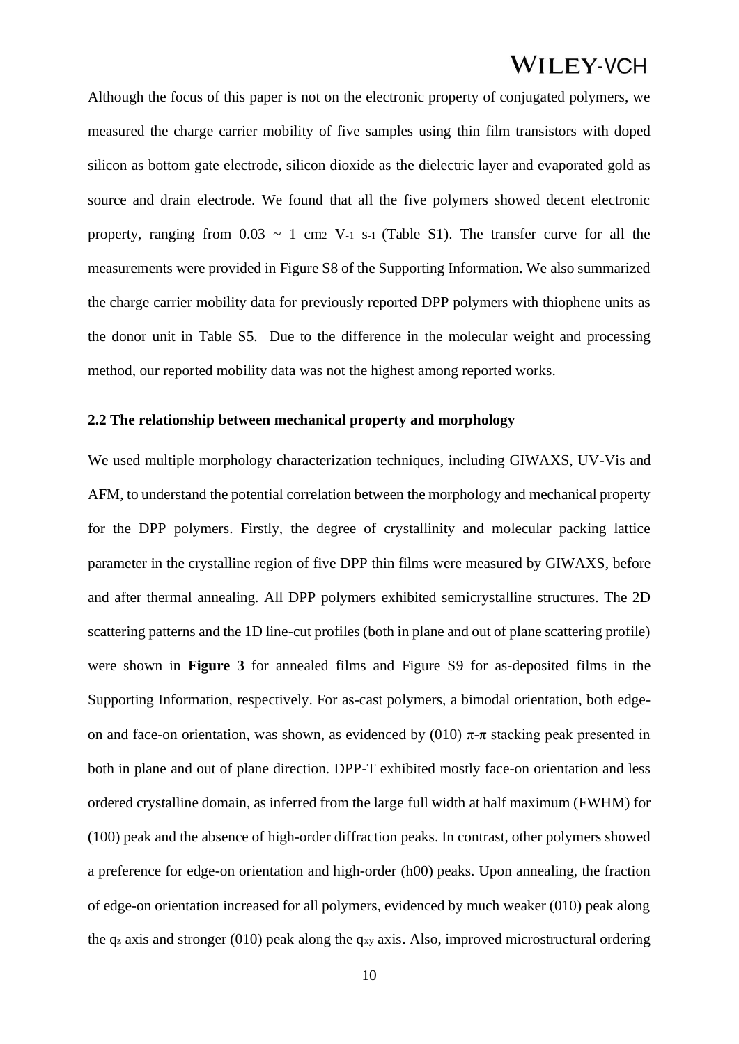Although the focus of this paper is not on the electronic property of conjugated polymers, we measured the charge carrier mobility of five samples using thin film transistors with doped silicon as bottom gate electrode, silicon dioxide as the dielectric layer and evaporated gold as source and drain electrode. We found that all the five polymers showed decent electronic property, ranging from 0.03 ~ 1 $cm^2$ $V^{-1}$ $s^{-1}$ (Table S1). The transfer curve for all the measurements were provided in Figure S8 of the Supporting Information. We also summarized the charge carrier mobility data for previously reported DPP polymers with thiophene units as the donor unit in Table S5. Due to the difference in the molecular weight and processing method, our reported mobility data was not the highest among reported works.

### 2.2 The relationship between mechanical property and morphology

We used multiple morphology characterization techniques, including GIWAXS, UV-Vis and AFM, to understand the potential correlation between the morphology and mechanical property for the DPP polymers. Firstly, the degree of crystallinity and molecular packing lattice parameter in the crystalline region of five DPP thin films were measured by GIWAXS, before and after thermal annealing. All DPP polymers exhibited semicrystalline structures. The 2D scattering patterns and the 1D line-cut profiles (both in plane and out of plane scattering profile) were shown in **Figure 3** for annealed films and Figure S9 for as-deposited films in the Supporting Information, respectively. For as-cast polymers, a bimodal orientation, both edge-on and face-on orientation, was shown, as evidenced by (010) π-π stacking peak presented in both in plane and out of plane direction. DPP-T exhibited mostly face-on orientation and less ordered crystalline domain, as inferred from the large full width at half maximum (FWHM) for (100) peak and the absence of high-order diffraction peaks. In contrast, other polymers showed a preference for edge-on orientation and high-order (h00) peaks. Upon annealing, the fraction of edge-on orientation increased for all polymers, evidenced by much weaker (010) peak along the $q_z$ axis and stronger (010) peak along the $q_{xy}$ axis. Also, improved microstructural ordering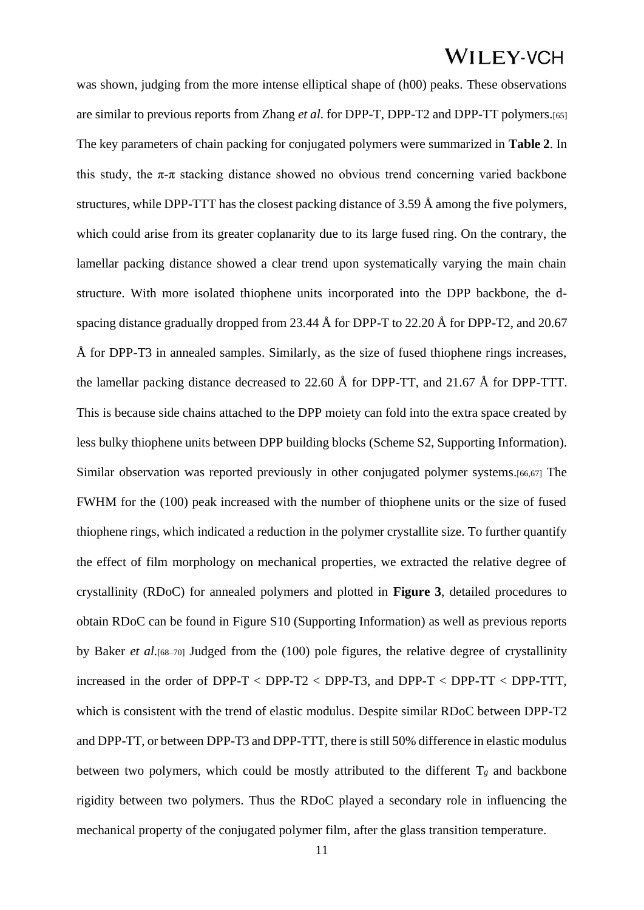was shown, judging from the more intense elliptical shape of (h00) peaks. These observations are similar to previous reports from Zhang *et al*. for DPP-T, DPP-T2 and DPP-TT polymers.[65] The key parameters of chain packing for conjugated polymers were summarized in **Table 2**. In this study, the π-π stacking distance showed no obvious trend concerning varied backbone structures, while DPP-TTT has the closest packing distance of 3.59 Å among the five polymers, which could arise from its greater coplanarity due to its large fused ring. On the contrary, the lamellar packing distance showed a clear trend upon systematically varying the main chain structure. With more isolated thiophene units incorporated into the DPP backbone, the d-spacing distance gradually dropped from 23.44 Å for DPP-T to 22.20 Å for DPP-T2, and 20.67 Å for DPP-T3 in annealed samples. Similarly, as the size of fused thiophene rings increases, the lamellar packing distance decreased to 22.60 Å for DPP-TT, and 21.67 Å for DPP-TTT. This is because side chains attached to the DPP moiety can fold into the extra space created by less bulky thiophene units between DPP building blocks (Scheme S2, Supporting Information). Similar observation was reported previously in other conjugated polymer systems.[66,67] The FWHM for the (100) peak increased with the number of thiophene units or the size of fused thiophene rings, which indicated a reduction in the polymer crystallite size. To further quantify the effect of film morphology on mechanical properties, we extracted the relative degree of crystallinity (RDoC) for annealed polymers and plotted in **Figure 3**, detailed procedures to obtain RDoC can be found in Figure S10 (Supporting Information) as well as previous reports by Baker *et al*.[68–70] Judged from the (100) pole figures, the relative degree of crystallinity increased in the order of DPP-T < DPP-T2 < DPP-T3, and DPP-T < DPP-TT < DPP-TTT, which is consistent with the trend of elastic modulus. Despite similar RDoC between DPP-T2 and DPP-TT, or between DPP-T3 and DPP-TTT, there is still 50% difference in elastic modulus between two polymers, which could be mostly attributed to the different $T_g$ and backbone rigidity between two polymers. Thus the RDoC played a secondary role in influencing the mechanical property of the conjugated polymer film, after the glass transition temperature.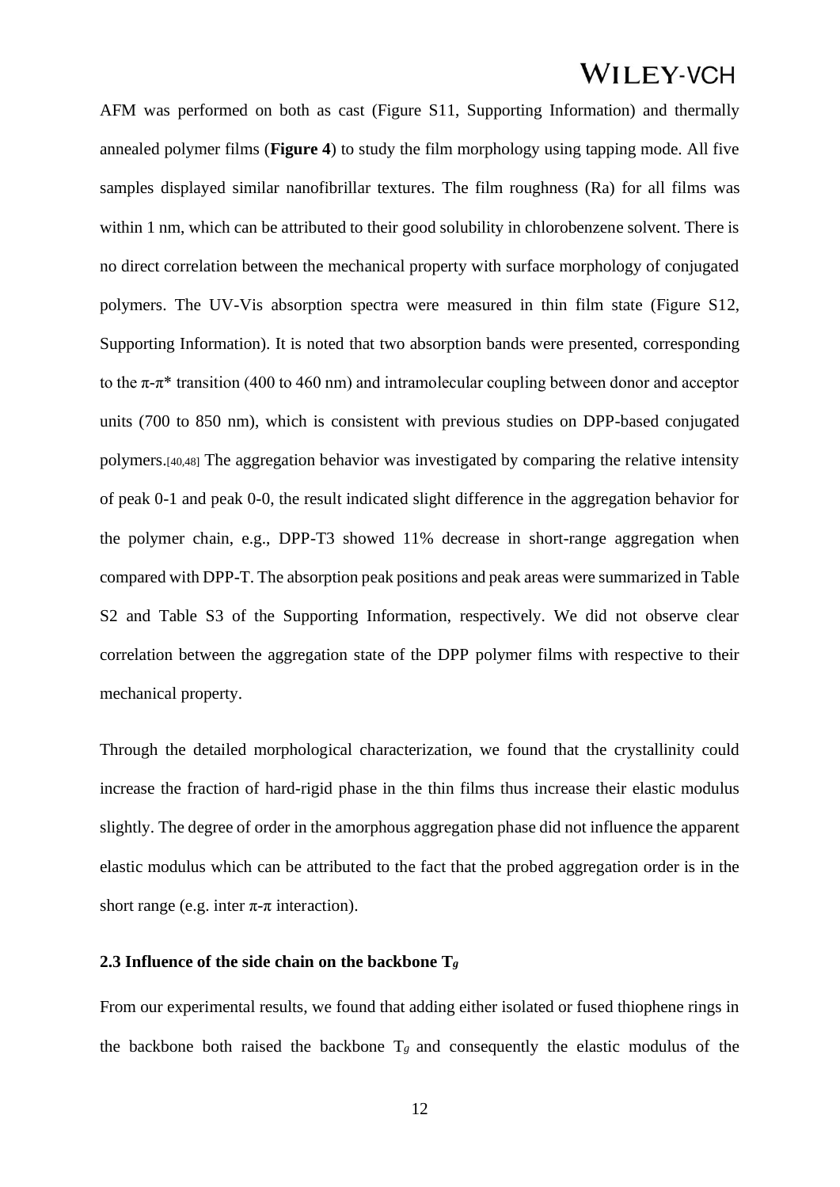AFM was performed on both as cast (Figure S11, Supporting Information) and thermally annealed polymer films (**Figure 4**) to study the film morphology using tapping mode. All five samples displayed similar nanofibrillar textures. The film roughness (Ra) for all films was within 1 nm, which can be attributed to their good solubility in chlorobenzene solvent. There is no direct correlation between the mechanical property with surface morphology of conjugated polymers. The UV-Vis absorption spectra were measured in thin film state (Figure S12, Supporting Information). It is noted that two absorption bands were presented, corresponding to the $\pi$-$\pi^*$ transition (400 to 460 nm) and intramolecular coupling between donor and acceptor units (700 to 850 nm), which is consistent with previous studies on DPP-based conjugated polymers.[40,48] The aggregation behavior was investigated by comparing the relative intensity of peak 0-1 and peak 0-0, the result indicated slight difference in the aggregation behavior for the polymer chain, e.g., DPP-T3 showed 11% decrease in short-range aggregation when compared with DPP-T. The absorption peak positions and peak areas were summarized in Table S2 and Table S3 of the Supporting Information, respectively. We did not observe clear correlation between the aggregation state of the DPP polymer films with respective to their mechanical property.

Through the detailed morphological characterization, we found that the crystallinity could increase the fraction of hard-rigid phase in the thin films thus increase their elastic modulus slightly. The degree of order in the amorphous aggregation phase did not influence the apparent elastic modulus which can be attributed to the fact that the probed aggregation order is in the short range (e.g. inter $\pi$-$\pi$ interaction).

### 2.3 Influence of the side chain on the backbone $T_g$

From our experimental results, we found that adding either isolated or fused thiophene rings in the backbone both raised the backbone $T_g$ and consequently the elastic modulus of the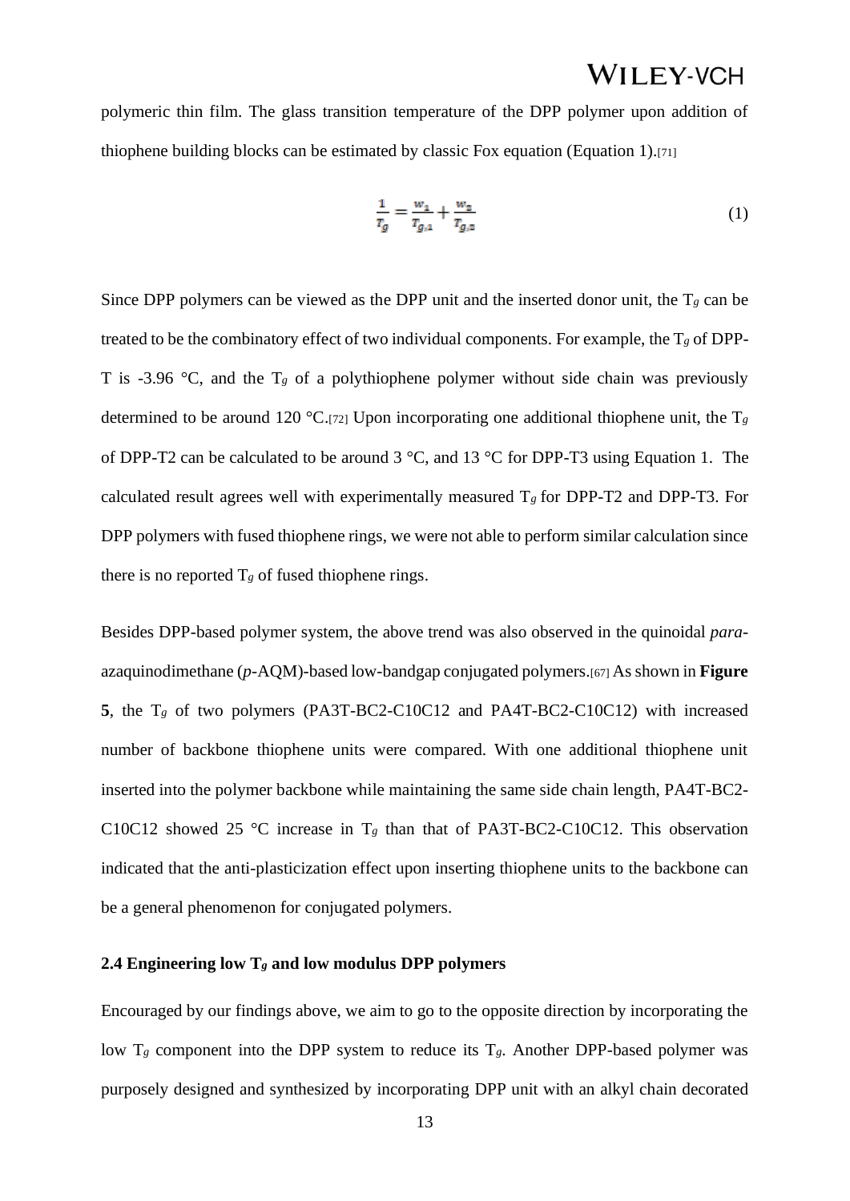polymeric thin film. The glass transition temperature of the DPP polymer upon addition of thiophene building blocks can be estimated by classic Fox equation (Equation 1).[71]

$$\frac{1}{T_g} = \frac{w_1}{T_{g,1}} + \frac{w_2}{T_{g,2}} \tag{1}$$

Since DPP polymers can be viewed as the DPP unit and the inserted donor unit, the $T_g$ can be treated to be the combinatory effect of two individual components. For example, the $T_g$ of DPP-T is -3.96 °C, and the $T_g$ of a polythiophene polymer without side chain was previously determined to be around 120 °C.[72] Upon incorporating one additional thiophene unit, the $T_g$ of DPP-T2 can be calculated to be around 3 °C, and 13 °C for DPP-T3 using Equation 1. The calculated result agrees well with experimentally measured $T_g$ for DPP-T2 and DPP-T3. For DPP polymers with fused thiophene rings, we were not able to perform similar calculation since there is no reported $T_g$ of fused thiophene rings.

Besides DPP-based polymer system, the above trend was also observed in the quinoidal *para*-azaquinodimethane (*p*-AQM)-based low-bandgap conjugated polymers.[67] As shown in **Figure 5**, the $T_g$ of two polymers (PA3T-BC2-C10C12 and PA4T-BC2-C10C12) with increased number of backbone thiophene units were compared. With one additional thiophene unit inserted into the polymer backbone while maintaining the same side chain length, PA4T-BC2-C10C12 showed 25 °C increase in $T_g$ than that of PA3T-BC2-C10C12. This observation indicated that the anti-plasticization effect upon inserting thiophene units to the backbone can be a general phenomenon for conjugated polymers.

### 2.4 Engineering low $T_g$ and low modulus DPP polymers

Encouraged by our findings above, we aim to go to the opposite direction by incorporating the low $T_g$ component into the DPP system to reduce its $T_g$. Another DPP-based polymer was purposely designed and synthesized by incorporating DPP unit with an alkyl chain decorated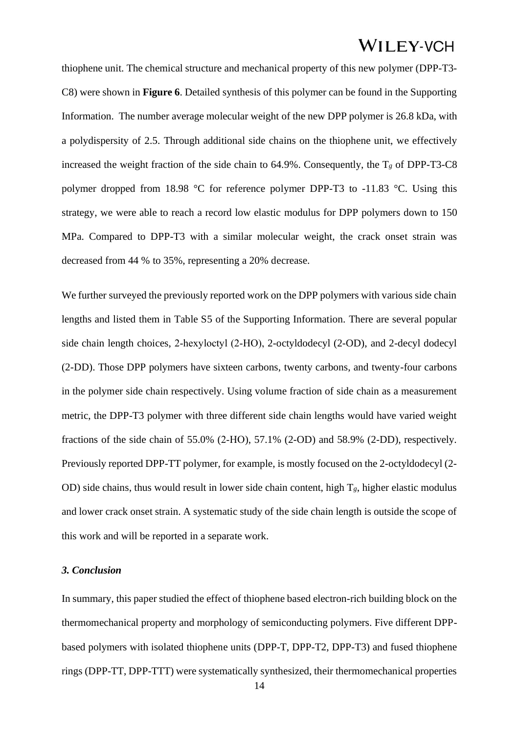thiophene unit. The chemical structure and mechanical property of this new polymer (DPP-T3-C8) were shown in **Figure 6**. Detailed synthesis of this polymer can be found in the Supporting Information. The number average molecular weight of the new DPP polymer is 26.8 kDa, with a polydispersity of 2.5. Through additional side chains on the thiophene unit, we effectively increased the weight fraction of the side chain to 64.9%. Consequently, the $T_g$ of DPP-T3-C8 polymer dropped from 18.98 °C for reference polymer DPP-T3 to -11.83 °C. Using this strategy, we were able to reach a record low elastic modulus for DPP polymers down to 150 MPa. Compared to DPP-T3 with a similar molecular weight, the crack onset strain was decreased from 44 % to 35%, representing a 20% decrease.

We further surveyed the previously reported work on the DPP polymers with various side chain lengths and listed them in Table S5 of the Supporting Information. There are several popular side chain length choices, 2-hexyloctyl (2-HO), 2-octyldodecyl (2-OD), and 2-decyl dodecyl (2-DD). Those DPP polymers have sixteen carbons, twenty carbons, and twenty-four carbons in the polymer side chain respectively. Using volume fraction of side chain as a measurement metric, the DPP-T3 polymer with three different side chain lengths would have varied weight fractions of the side chain of 55.0% (2-HO), 57.1% (2-OD) and 58.9% (2-DD), respectively. Previously reported DPP-TT polymer, for example, is mostly focused on the 2-octyldodecyl (2-OD) side chains, thus would result in lower side chain content, high $T_g$, higher elastic modulus and lower crack onset strain. A systematic study of the side chain length is outside the scope of this work and will be reported in a separate work.

### *3. Conclusion*

In summary, this paper studied the effect of thiophene based electron-rich building block on the thermomechanical property and morphology of semiconducting polymers. Five different DPP-based polymers with isolated thiophene units (DPP-T, DPP-T2, DPP-T3) and fused thiophene rings (DPP-TT, DPP-TTT) were systematically synthesized, their thermomechanical properties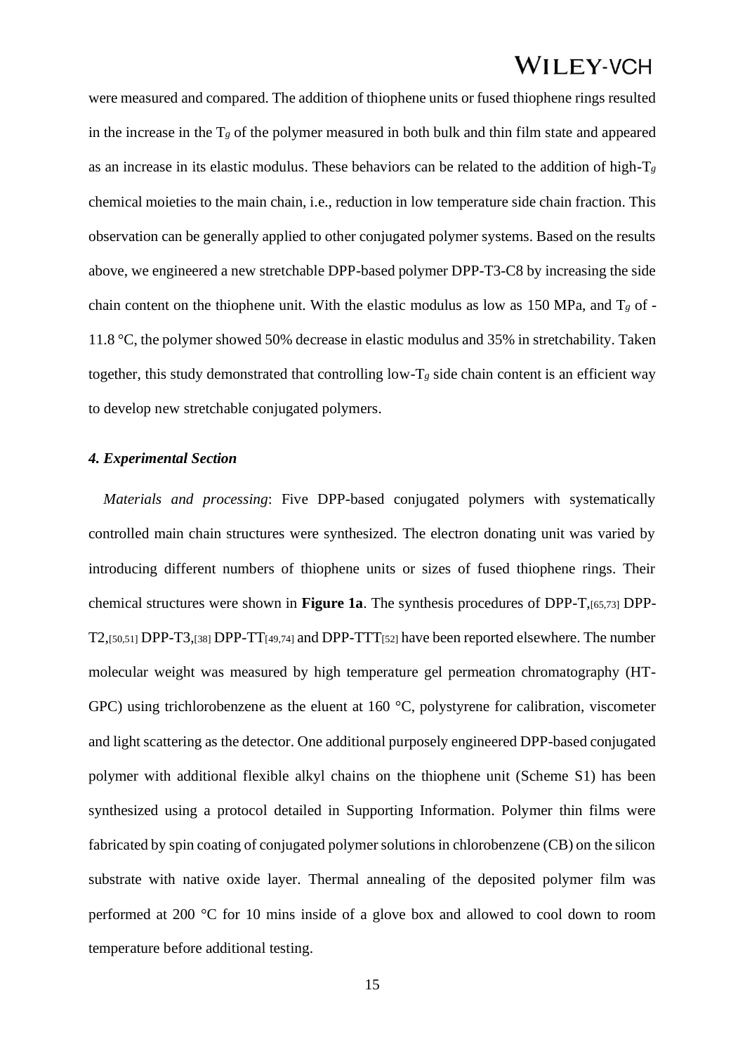were measured and compared. The addition of thiophene units or fused thiophene rings resulted in the increase in the $T_g$ of the polymer measured in both bulk and thin film state and appeared as an increase in its elastic modulus. These behaviors can be related to the addition of high-$T_g$ chemical moieties to the main chain, i.e., reduction in low temperature side chain fraction. This observation can be generally applied to other conjugated polymer systems. Based on the results above, we engineered a new stretchable DPP-based polymer DPP-T3-C8 by increasing the side chain content on the thiophene unit. With the elastic modulus as low as 150 MPa, and $T_g$ of -11.8 °C, the polymer showed 50% decrease in elastic modulus and 35% in stretchability. Taken together, this study demonstrated that controlling low-$T_g$ side chain content is an efficient way to develop new stretchable conjugated polymers.

### *4. Experimental Section*

*Materials and processing*: Five DPP-based conjugated polymers with systematically controlled main chain structures were synthesized. The electron donating unit was varied by introducing different numbers of thiophene units or sizes of fused thiophene rings. Their chemical structures were shown in **Figure 1a**. The synthesis procedures of DPP-T,[65,73] DPP-T2,[50,51] DPP-T3,[38] DPP-TT[49,74] and DPP-TTT[52] have been reported elsewhere. The number molecular weight was measured by high temperature gel permeation chromatography (HT-GPC) using trichlorobenzene as the eluent at 160 °C, polystyrene for calibration, viscometer and light scattering as the detector. One additional purposely engineered DPP-based conjugated polymer with additional flexible alkyl chains on the thiophene unit (Scheme S1) has been synthesized using a protocol detailed in Supporting Information. Polymer thin films were fabricated by spin coating of conjugated polymer solutions in chlorobenzene (CB) on the silicon substrate with native oxide layer. Thermal annealing of the deposited polymer film was performed at 200 °C for 10 mins inside of a glove box and allowed to cool down to room temperature before additional testing.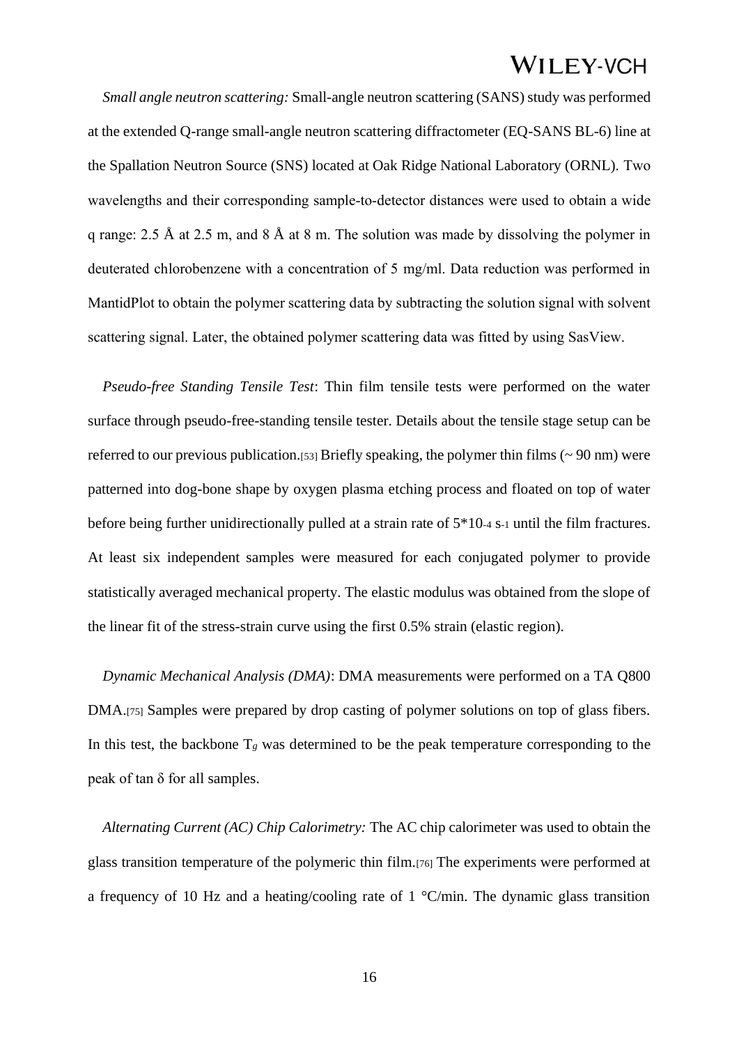*Small angle neutron scattering:* Small-angle neutron scattering (SANS) study was performed at the extended Q-range small-angle neutron scattering diffractometer (EQ-SANS BL-6) line at the Spallation Neutron Source (SNS) located at Oak Ridge National Laboratory (ORNL). Two wavelengths and their corresponding sample-to-detector distances were used to obtain a wide q range: 2.5 Å at 2.5 m, and 8 Å at 8 m. The solution was made by dissolving the polymer in deuterated chlorobenzene with a concentration of 5 mg/ml. Data reduction was performed in MantidPlot to obtain the polymer scattering data by subtracting the solution signal with solvent scattering signal. Later, the obtained polymer scattering data was fitted by using SasView.

*Pseudo-free Standing Tensile Test*: Thin film tensile tests were performed on the water surface through pseudo-free-standing tensile tester. Details about the tensile stage setup can be referred to our previous publication.[53] Briefly speaking, the polymer thin films (~ 90 nm) were patterned into dog-bone shape by oxygen plasma etching process and floated on top of water before being further unidirectionally pulled at a strain rate of $5*10^{-4}$ $s^{-1}$ until the film fractures. At least six independent samples were measured for each conjugated polymer to provide statistically averaged mechanical property. The elastic modulus was obtained from the slope of the linear fit of the stress-strain curve using the first 0.5% strain (elastic region).

*Dynamic Mechanical Analysis (DMA)*: DMA measurements were performed on a TA Q800 DMA.[75] Samples were prepared by drop casting of polymer solutions on top of glass fibers. In this test, the backbone $T_g$ was determined to be the peak temperature corresponding to the peak of tan δ for all samples.

*Alternating Current (AC) Chip Calorimetry:* The AC chip calorimeter was used to obtain the glass transition temperature of the polymeric thin film.[76] The experiments were performed at a frequency of 10 Hz and a heating/cooling rate of 1 °C/min. The dynamic glass transition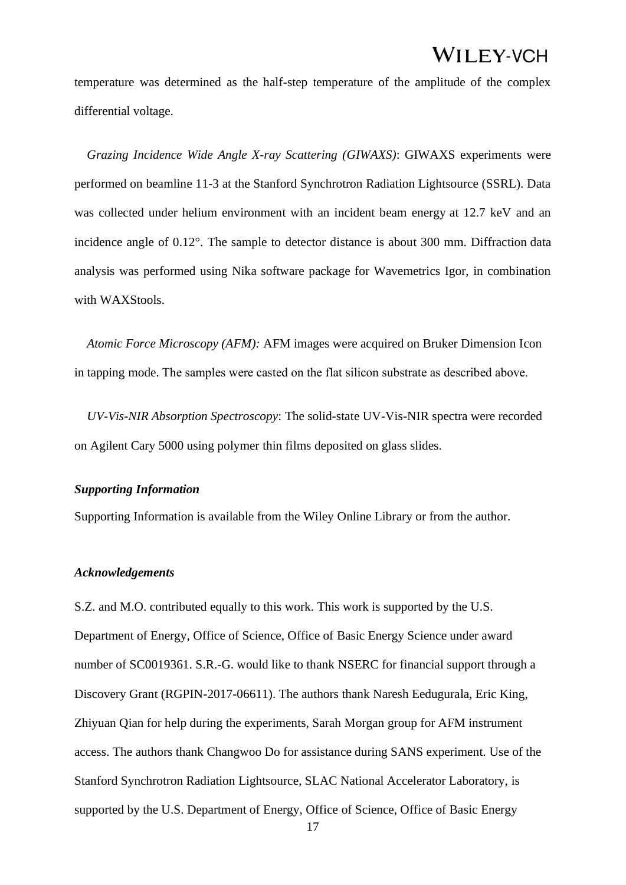temperature was determined as the half-step temperature of the amplitude of the complex differential voltage.

*Grazing Incidence Wide Angle X-ray Scattering (GIWAXS)*: GIWAXS experiments were performed on beamline 11-3 at the Stanford Synchrotron Radiation Lightsource (SSRL). Data was collected under helium environment with an incident beam energy at 12.7 keV and an incidence angle of 0.12°. The sample to detector distance is about 300 mm. Diffraction data analysis was performed using Nika software package for Wavemetrics Igor, in combination with WAXStools.

*Atomic Force Microscopy (AFM):* AFM images were acquired on Bruker Dimension Icon in tapping mode. The samples were casted on the flat silicon substrate as described above.

*UV-Vis-NIR Absorption Spectroscopy*: The solid-state UV-Vis-NIR spectra were recorded on Agilent Cary 5000 using polymer thin films deposited on glass slides.

***Supporting Information***

Supporting Information is available from the Wiley Online Library or from the author.

***Acknowledgements***

S.Z. and M.O. contributed equally to this work. This work is supported by the U.S. Department of Energy, Office of Science, Office of Basic Energy Science under award number of SC0019361. S.R.-G. would like to thank NSERC for financial support through a Discovery Grant (RGPIN-2017-06611). The authors thank Naresh Eedugurala, Eric King, Zhiyuan Qian for help during the experiments, Sarah Morgan group for AFM instrument access. The authors thank Changwoo Do for assistance during SANS experiment. Use of the Stanford Synchrotron Radiation Lightsource, SLAC National Accelerator Laboratory, is supported by the U.S. Department of Energy, Office of Science, Office of Basic Energy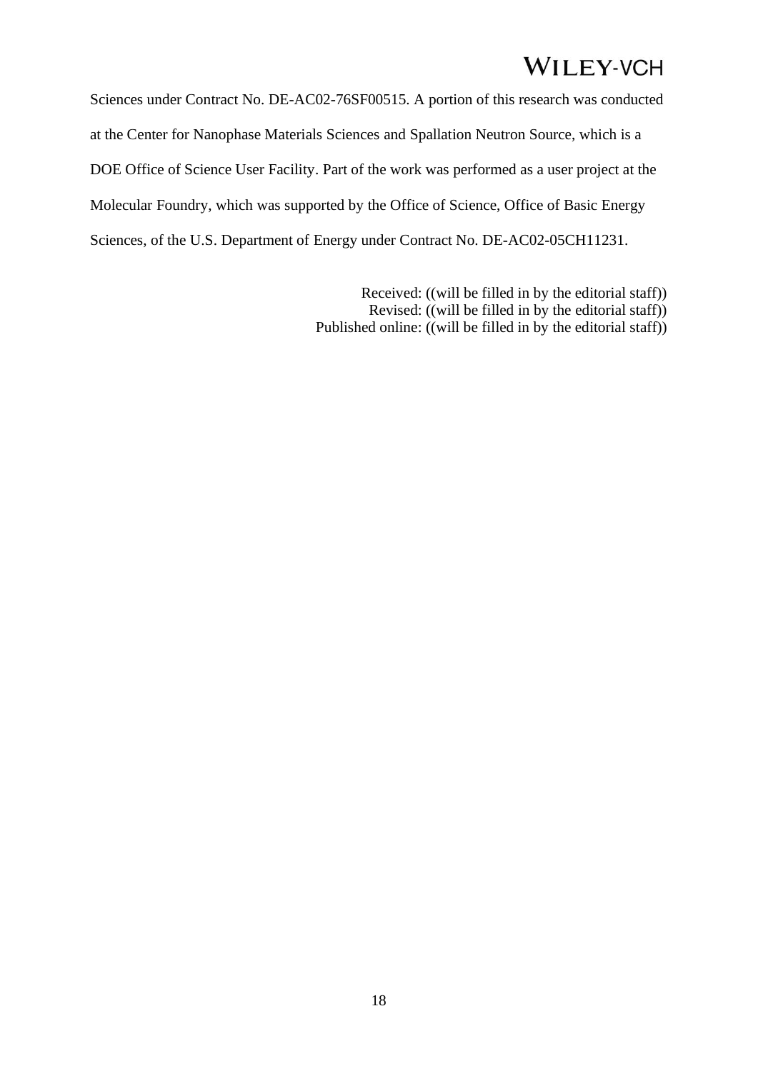Sciences under Contract No. DE-AC02-76SF00515. A portion of this research was conducted at the Center for Nanophase Materials Sciences and Spallation Neutron Source, which is a DOE Office of Science User Facility. Part of the work was performed as a user project at the Molecular Foundry, which was supported by the Office of Science, Office of Basic Energy Sciences, of the U.S. Department of Energy under Contract No. DE-AC02-05CH11231.

Received: ((will be filled in by the editorial staff))
Revised: ((will be filled in by the editorial staff))
Published online: ((will be filled in by the editorial staff))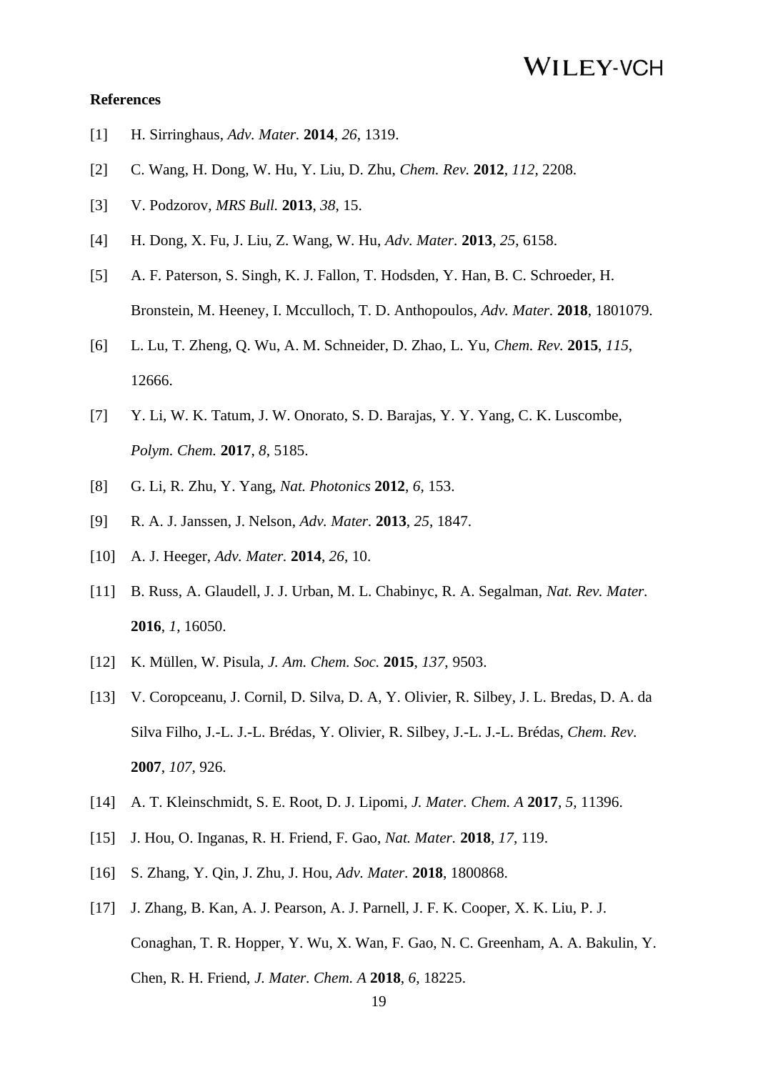**References**

[1] H. Sirringhaus, *Adv. Mater.* **2014**, *26*, 1319.

[2] C. Wang, H. Dong, W. Hu, Y. Liu, D. Zhu, *Chem. Rev.* **2012**, *112*, 2208.

[3] V. Podzorov, *MRS Bull.* **2013**, *38*, 15.

[4] H. Dong, X. Fu, J. Liu, Z. Wang, W. Hu, *Adv. Mater.* **2013**, *25*, 6158.

[5] A. F. Paterson, S. Singh, K. J. Fallon, T. Hodsden, Y. Han, B. C. Schroeder, H. Bronstein, M. Heeney, I. Mcculloch, T. D. Anthopoulos, *Adv. Mater.* **2018**, 1801079.

[6] L. Lu, T. Zheng, Q. Wu, A. M. Schneider, D. Zhao, L. Yu, *Chem. Rev.* **2015**, *115*, 12666.

[7] Y. Li, W. K. Tatum, J. W. Onorato, S. D. Barajas, Y. Y. Yang, C. K. Luscombe, *Polym. Chem.* **2017**, *8*, 5185.

[8] G. Li, R. Zhu, Y. Yang, *Nat. Photonics* **2012**, *6*, 153.

[9] R. A. J. Janssen, J. Nelson, *Adv. Mater.* **2013**, *25*, 1847.

[10] A. J. Heeger, *Adv. Mater.* **2014**, *26*, 10.

[11] B. Russ, A. Glaudell, J. J. Urban, M. L. Chabinyc, R. A. Segalman, *Nat. Rev. Mater.* **2016**, *1*, 16050.

[12] K. Müllen, W. Pisula, *J. Am. Chem. Soc.* **2015**, *137*, 9503.

[13] V. Coropceanu, J. Cornil, D. Silva, D. A, Y. Olivier, R. Silbey, J. L. Bredas, D. A. da Silva Filho, J.-L. J.-L. Brédas, Y. Olivier, R. Silbey, J.-L. J.-L. Brédas, *Chem. Rev.* **2007**, *107*, 926.

[14] A. T. Kleinschmidt, S. E. Root, D. J. Lipomi, *J. Mater. Chem. A* **2017**, *5*, 11396.

[15] J. Hou, O. Inganas, R. H. Friend, F. Gao, *Nat. Mater.* **2018**, *17*, 119.

[16] S. Zhang, Y. Qin, J. Zhu, J. Hou, *Adv. Mater.* **2018**, 1800868.

[17] J. Zhang, B. Kan, A. J. Pearson, A. J. Parnell, J. F. K. Cooper, X. K. Liu, P. J. Conaghan, T. R. Hopper, Y. Wu, X. Wan, F. Gao, N. C. Greenham, A. A. Bakulin, Y. Chen, R. H. Friend, *J. Mater. Chem. A* **2018**, *6*, 18225.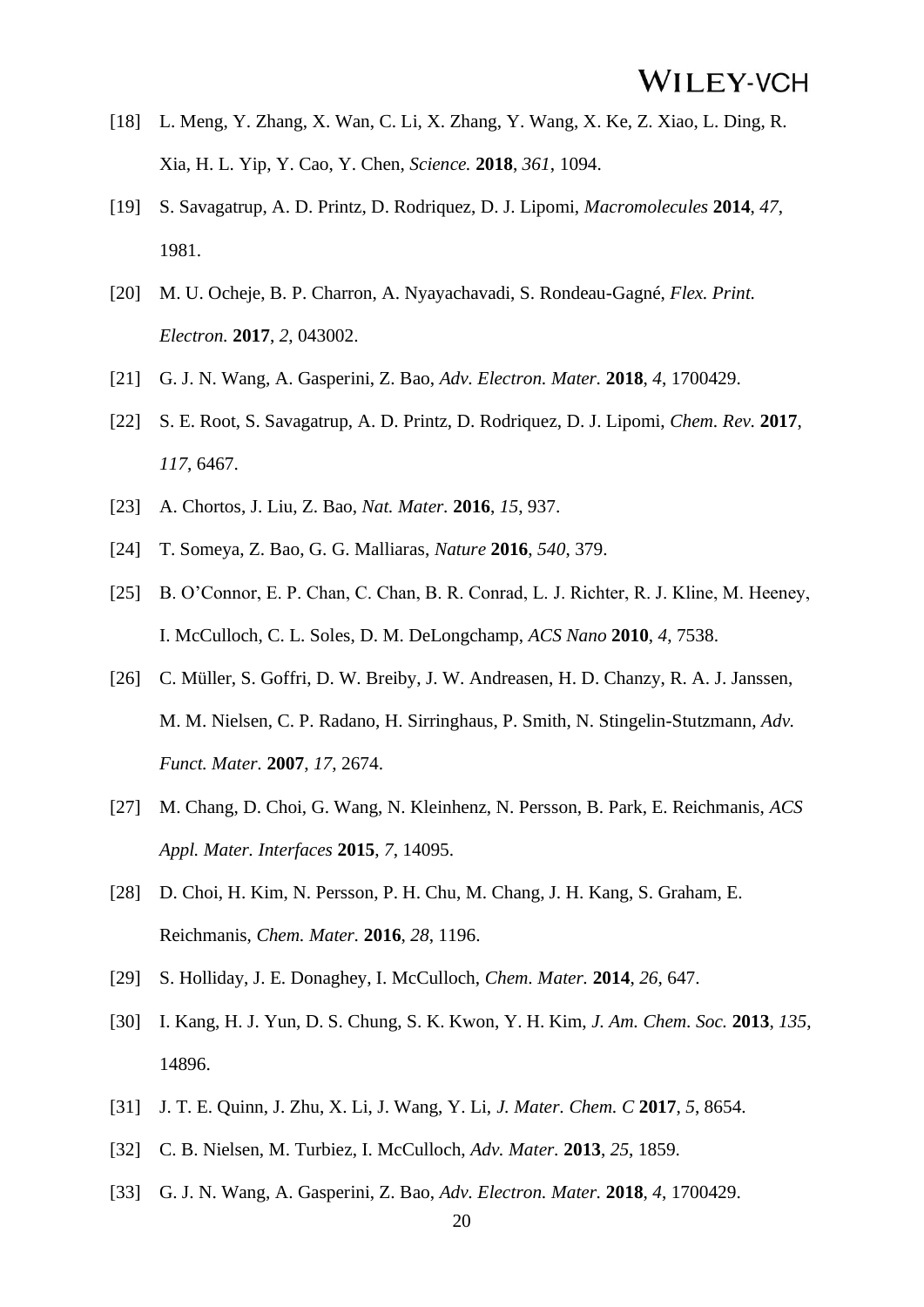[18] L. Meng, Y. Zhang, X. Wan, C. Li, X. Zhang, Y. Wang, X. Ke, Z. Xiao, L. Ding, R. Xia, H. L. Yip, Y. Cao, Y. Chen, *Science.* **2018**, *361*, 1094.

[19] S. Savagatrup, A. D. Printz, D. Rodriquez, D. J. Lipomi, *Macromolecules* **2014**, *47*, 1981.

[20] M. U. Ocheje, B. P. Charron, A. Nyayachavadi, S. Rondeau-Gagné, *Flex. Print. Electron.* **2017**, *2*, 043002.

[21] G. J. N. Wang, A. Gasperini, Z. Bao, *Adv. Electron. Mater.* **2018**, *4*, 1700429.

[22] S. E. Root, S. Savagatrup, A. D. Printz, D. Rodriquez, D. J. Lipomi, *Chem. Rev.* **2017**, *117*, 6467.

[23] A. Chortos, J. Liu, Z. Bao, *Nat. Mater.* **2016**, *15*, 937.

[24] T. Someya, Z. Bao, G. G. Malliaras, *Nature* **2016**, *540*, 379.

[25] B. O'Connor, E. P. Chan, C. Chan, B. R. Conrad, L. J. Richter, R. J. Kline, M. Heeney, I. McCulloch, C. L. Soles, D. M. DeLongchamp, *ACS Nano* **2010**, *4*, 7538.

[26] C. Müller, S. Goffri, D. W. Breiby, J. W. Andreasen, H. D. Chanzy, R. A. J. Janssen, M. M. Nielsen, C. P. Radano, H. Sirringhaus, P. Smith, N. Stingelin-Stutzmann, *Adv. Funct. Mater.* **2007**, *17*, 2674.

[27] M. Chang, D. Choi, G. Wang, N. Kleinhenz, N. Persson, B. Park, E. Reichmanis, *ACS Appl. Mater. Interfaces* **2015**, *7*, 14095.

[28] D. Choi, H. Kim, N. Persson, P. H. Chu, M. Chang, J. H. Kang, S. Graham, E. Reichmanis, *Chem. Mater.* **2016**, *28*, 1196.

[29] S. Holliday, J. E. Donaghey, I. McCulloch, *Chem. Mater.* **2014**, *26*, 647.

[30] I. Kang, H. J. Yun, D. S. Chung, S. K. Kwon, Y. H. Kim, *J. Am. Chem. Soc.* **2013**, *135*, 14896.

[31] J. T. E. Quinn, J. Zhu, X. Li, J. Wang, Y. Li, *J. Mater. Chem. C* **2017**, *5*, 8654.

[32] C. B. Nielsen, M. Turbiez, I. McCulloch, *Adv. Mater.* **2013**, *25*, 1859.

[33] G. J. N. Wang, A. Gasperini, Z. Bao, *Adv. Electron. Mater.* **2018**, *4*, 1700429.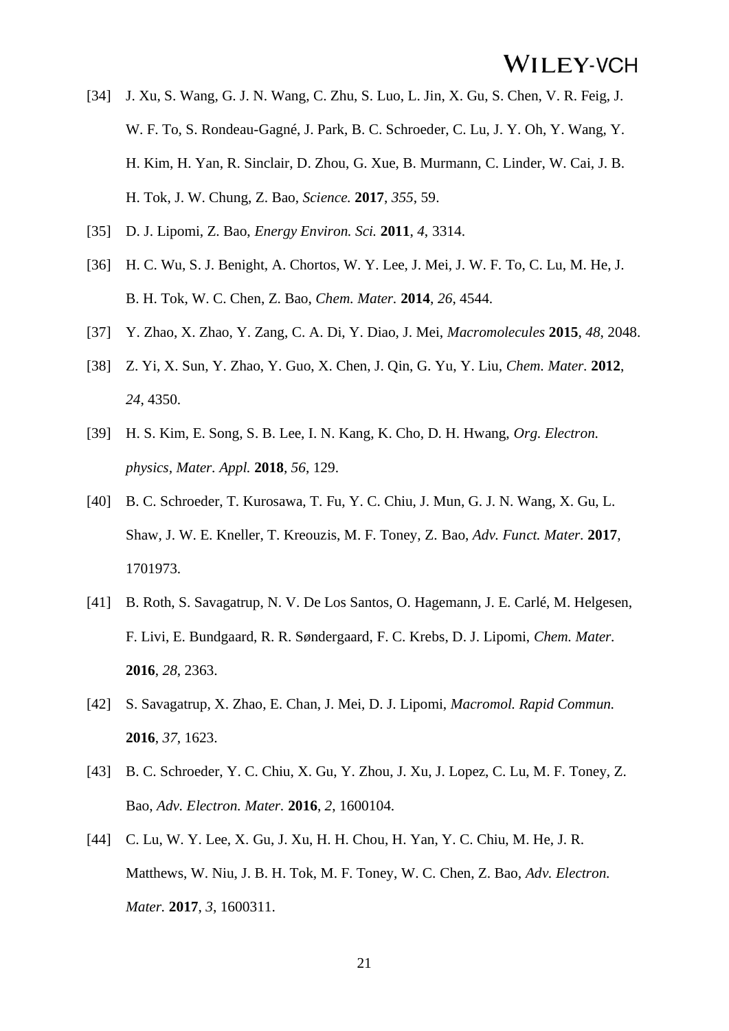[34] J. Xu, S. Wang, G. J. N. Wang, C. Zhu, S. Luo, L. Jin, X. Gu, S. Chen, V. R. Feig, J. W. F. To, S. Rondeau-Gagné, J. Park, B. C. Schroeder, C. Lu, J. Y. Oh, Y. Wang, Y. H. Kim, H. Yan, R. Sinclair, D. Zhou, G. Xue, B. Murmann, C. Linder, W. Cai, J. B. H. Tok, J. W. Chung, Z. Bao, *Science.* **2017**, *355*, 59.

[35] D. J. Lipomi, Z. Bao, *Energy Environ. Sci.* **2011**, *4*, 3314.

[36] H. C. Wu, S. J. Benight, A. Chortos, W. Y. Lee, J. Mei, J. W. F. To, C. Lu, M. He, J. B. H. Tok, W. C. Chen, Z. Bao, *Chem. Mater.* **2014**, *26*, 4544.

[37] Y. Zhao, X. Zhao, Y. Zang, C. A. Di, Y. Diao, J. Mei, *Macromolecules* **2015**, *48*, 2048.

[38] Z. Yi, X. Sun, Y. Zhao, Y. Guo, X. Chen, J. Qin, G. Yu, Y. Liu, *Chem. Mater.* **2012**, *24*, 4350.

[39] H. S. Kim, E. Song, S. B. Lee, I. N. Kang, K. Cho, D. H. Hwang, *Org. Electron. physics, Mater. Appl.* **2018**, *56*, 129.

[40] B. C. Schroeder, T. Kurosawa, T. Fu, Y. C. Chiu, J. Mun, G. J. N. Wang, X. Gu, L. Shaw, J. W. E. Kneller, T. Kreouzis, M. F. Toney, Z. Bao, *Adv. Funct. Mater.* **2017**, 1701973.

[41] B. Roth, S. Savagatrup, N. V. De Los Santos, O. Hagemann, J. E. Carlé, M. Helgesen, F. Livi, E. Bundgaard, R. R. Søndergaard, F. C. Krebs, D. J. Lipomi, *Chem. Mater.* **2016**, *28*, 2363.

[42] S. Savagatrup, X. Zhao, E. Chan, J. Mei, D. J. Lipomi, *Macromol. Rapid Commun.* **2016**, *37*, 1623.

[43] B. C. Schroeder, Y. C. Chiu, X. Gu, Y. Zhou, J. Xu, J. Lopez, C. Lu, M. F. Toney, Z. Bao, *Adv. Electron. Mater.* **2016**, *2*, 1600104.

[44] C. Lu, W. Y. Lee, X. Gu, J. Xu, H. H. Chou, H. Yan, Y. C. Chiu, M. He, J. R. Matthews, W. Niu, J. B. H. Tok, M. F. Toney, W. C. Chen, Z. Bao, *Adv. Electron. Mater.* **2017**, *3*, 1600311.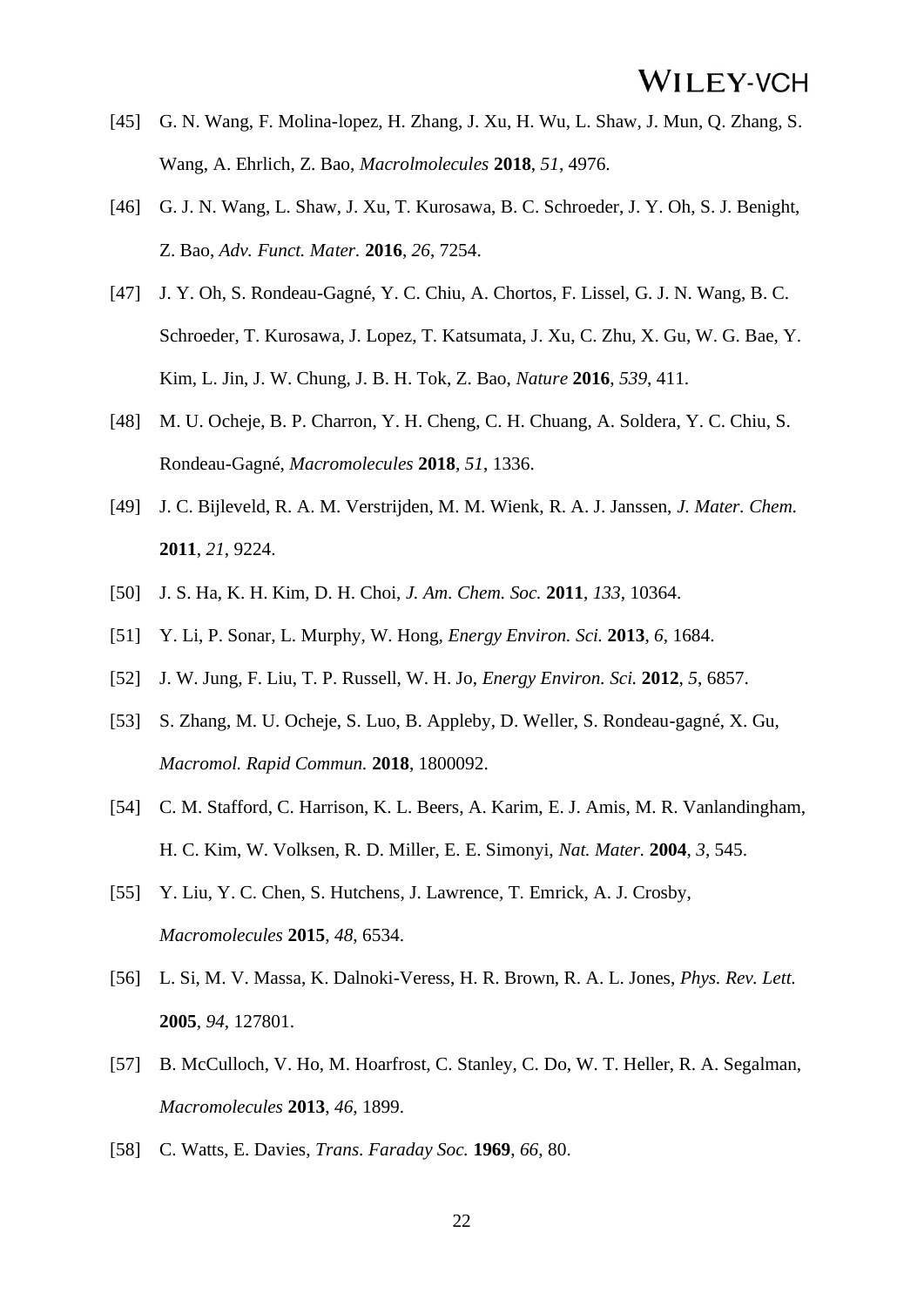[45] G. N. Wang, F. Molina-lopez, H. Zhang, J. Xu, H. Wu, L. Shaw, J. Mun, Q. Zhang, S. Wang, A. Ehrlich, Z. Bao, *Macrolmolecules* **2018**, *51*, 4976.

[46] G. J. N. Wang, L. Shaw, J. Xu, T. Kurosawa, B. C. Schroeder, J. Y. Oh, S. J. Benight, Z. Bao, *Adv. Funct. Mater.* **2016**, *26*, 7254.

[47] J. Y. Oh, S. Rondeau-Gagné, Y. C. Chiu, A. Chortos, F. Lissel, G. J. N. Wang, B. C. Schroeder, T. Kurosawa, J. Lopez, T. Katsumata, J. Xu, C. Zhu, X. Gu, W. G. Bae, Y. Kim, L. Jin, J. W. Chung, J. B. H. Tok, Z. Bao, *Nature* **2016**, *539*, 411.

[48] M. U. Ocheje, B. P. Charron, Y. H. Cheng, C. H. Chuang, A. Soldera, Y. C. Chiu, S. Rondeau-Gagné, *Macromolecules* **2018**, *51*, 1336.

[49] J. C. Bijleveld, R. A. M. Verstrijden, M. M. Wienk, R. A. J. Janssen, *J. Mater. Chem.* **2011**, *21*, 9224.

[50] J. S. Ha, K. H. Kim, D. H. Choi, *J. Am. Chem. Soc.* **2011**, *133*, 10364.

[51] Y. Li, P. Sonar, L. Murphy, W. Hong, *Energy Environ. Sci.* **2013**, *6*, 1684.

[52] J. W. Jung, F. Liu, T. P. Russell, W. H. Jo, *Energy Environ. Sci.* **2012**, *5*, 6857.

[53] S. Zhang, M. U. Ocheje, S. Luo, B. Appleby, D. Weller, S. Rondeau-gagné, X. Gu, *Macromol. Rapid Commun.* **2018**, 1800092.

[54] C. M. Stafford, C. Harrison, K. L. Beers, A. Karim, E. J. Amis, M. R. Vanlandingham, H. C. Kim, W. Volksen, R. D. Miller, E. E. Simonyi, *Nat. Mater.* **2004**, *3*, 545.

[55] Y. Liu, Y. C. Chen, S. Hutchens, J. Lawrence, T. Emrick, A. J. Crosby, *Macromolecules* **2015**, *48*, 6534.

[56] L. Si, M. V. Massa, K. Dalnoki-Veress, H. R. Brown, R. A. L. Jones, *Phys. Rev. Lett.* **2005**, *94*, 127801.

[57] B. McCulloch, V. Ho, M. Hoarfrost, C. Stanley, C. Do, W. T. Heller, R. A. Segalman, *Macromolecules* **2013**, *46*, 1899.

[58] C. Watts, E. Davies, *Trans. Faraday Soc.* **1969**, *66*, 80.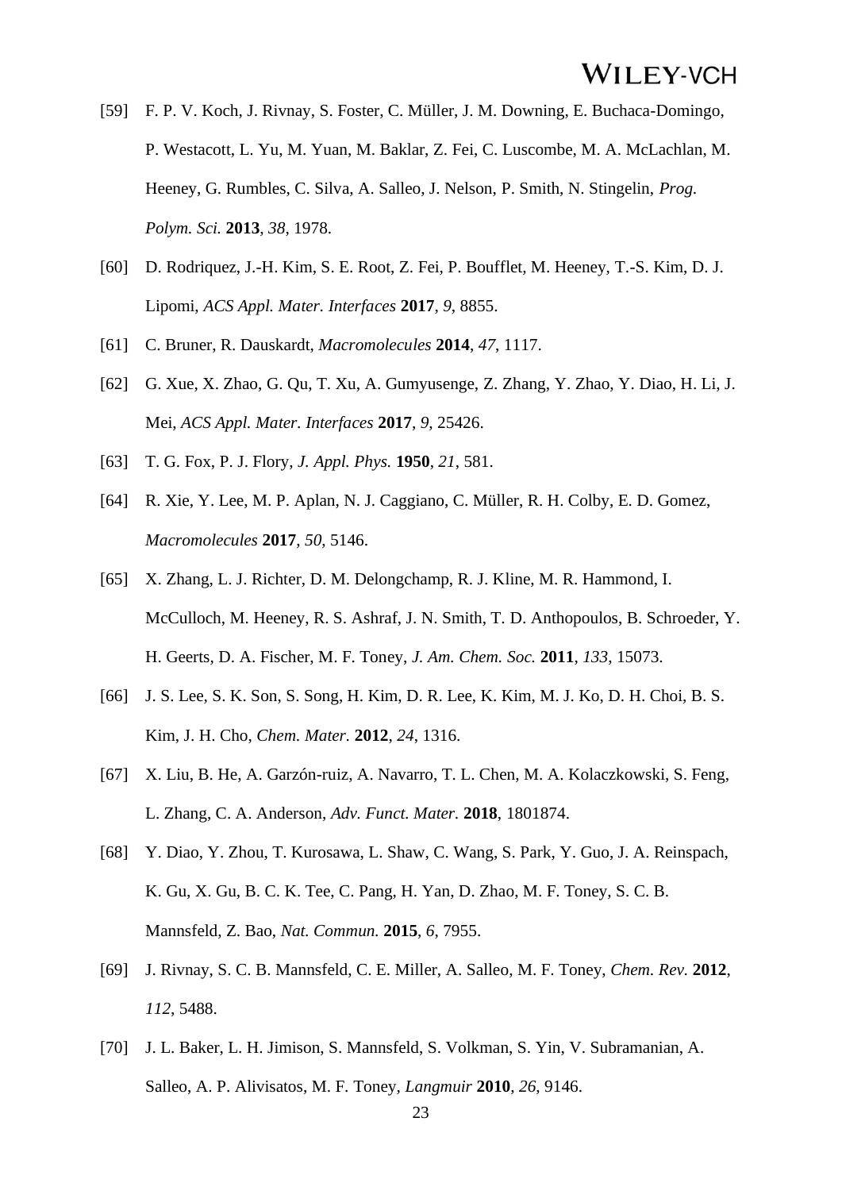[59] F. P. V. Koch, J. Rivnay, S. Foster, C. Müller, J. M. Downing, E. Buchaca-Domingo, P. Westacott, L. Yu, M. Yuan, M. Baklar, Z. Fei, C. Luscombe, M. A. McLachlan, M. Heeney, G. Rumbles, C. Silva, A. Salleo, J. Nelson, P. Smith, N. Stingelin, *Prog. Polym. Sci.* **2013**, *38*, 1978.

[60] D. Rodriquez, J.-H. Kim, S. E. Root, Z. Fei, P. Boufflet, M. Heeney, T.-S. Kim, D. J. Lipomi, *ACS Appl. Mater. Interfaces* **2017**, *9*, 8855.

[61] C. Bruner, R. Dauskardt, *Macromolecules* **2014**, *47*, 1117.

[62] G. Xue, X. Zhao, G. Qu, T. Xu, A. Gumyusenge, Z. Zhang, Y. Zhao, Y. Diao, H. Li, J. Mei, *ACS Appl. Mater. Interfaces* **2017**, *9*, 25426.

[63] T. G. Fox, P. J. Flory, *J. Appl. Phys.* **1950**, *21*, 581.

[64] R. Xie, Y. Lee, M. P. Aplan, N. J. Caggiano, C. Müller, R. H. Colby, E. D. Gomez, *Macromolecules* **2017**, *50*, 5146.

[65] X. Zhang, L. J. Richter, D. M. Delongchamp, R. J. Kline, M. R. Hammond, I. McCulloch, M. Heeney, R. S. Ashraf, J. N. Smith, T. D. Anthopoulos, B. Schroeder, Y. H. Geerts, D. A. Fischer, M. F. Toney, *J. Am. Chem. Soc.* **2011**, *133*, 15073.

[66] J. S. Lee, S. K. Son, S. Song, H. Kim, D. R. Lee, K. Kim, M. J. Ko, D. H. Choi, B. S. Kim, J. H. Cho, *Chem. Mater.* **2012**, *24*, 1316.

[67] X. Liu, B. He, A. Garzón-ruiz, A. Navarro, T. L. Chen, M. A. Kolaczkowski, S. Feng, L. Zhang, C. A. Anderson, *Adv. Funct. Mater.* **2018**, 1801874.

[68] Y. Diao, Y. Zhou, T. Kurosawa, L. Shaw, C. Wang, S. Park, Y. Guo, J. A. Reinspach, K. Gu, X. Gu, B. C. K. Tee, C. Pang, H. Yan, D. Zhao, M. F. Toney, S. C. B. Mannsfeld, Z. Bao, *Nat. Commun.* **2015**, *6*, 7955.

[69] J. Rivnay, S. C. B. Mannsfeld, C. E. Miller, A. Salleo, M. F. Toney, *Chem. Rev.* **2012**, *112*, 5488.

[70] J. L. Baker, L. H. Jimison, S. Mannsfeld, S. Volkman, S. Yin, V. Subramanian, A. Salleo, A. P. Alivisatos, M. F. Toney, *Langmuir* **2010**, *26*, 9146.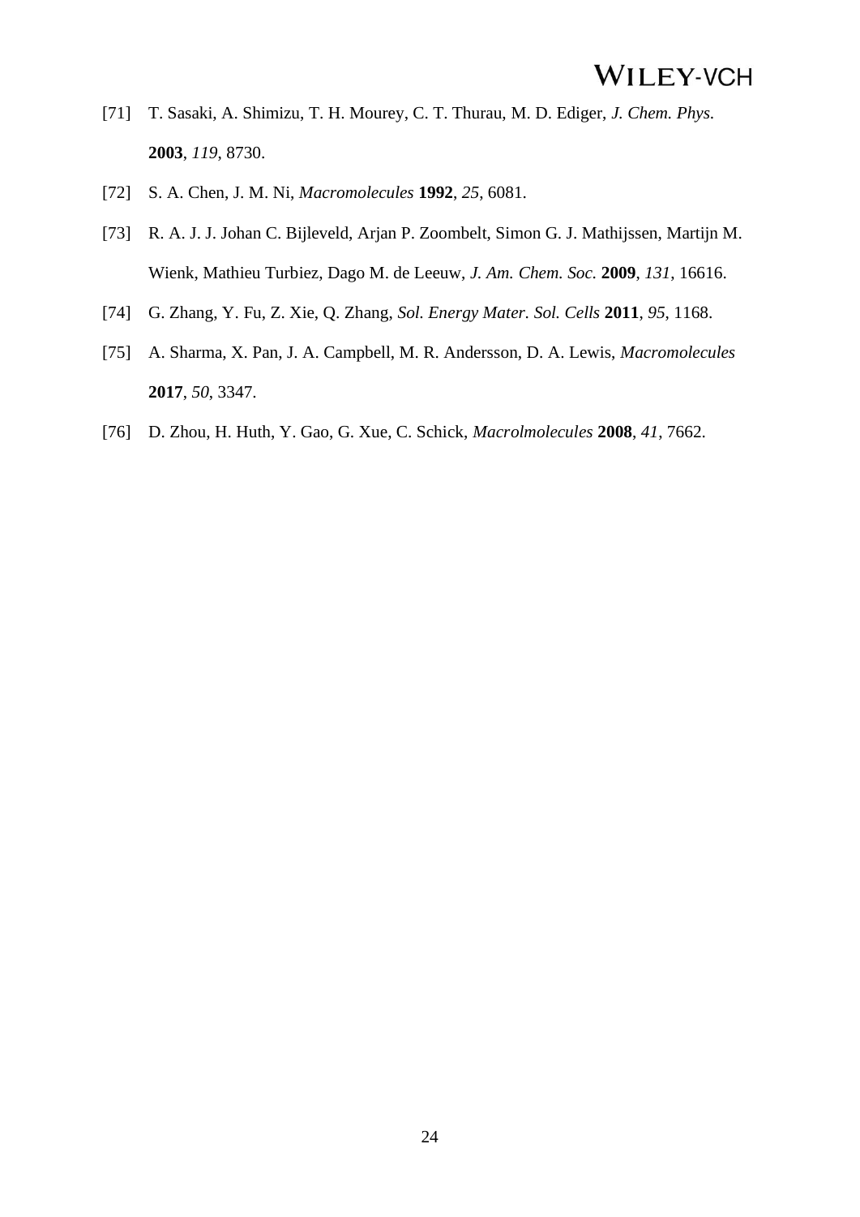[71] T. Sasaki, A. Shimizu, T. H. Mourey, C. T. Thurau, M. D. Ediger, *J. Chem. Phys.* **2003**, *119*, 8730.

[72] S. A. Chen, J. M. Ni, *Macromolecules* **1992**, *25*, 6081.

[73] R. A. J. J. Johan C. Bijleveld, Arjan P. Zoombelt, Simon G. J. Mathijssen, Martijn M. Wienk, Mathieu Turbiez, Dago M. de Leeuw, *J. Am. Chem. Soc.* **2009**, *131*, 16616.

[74] G. Zhang, Y. Fu, Z. Xie, Q. Zhang, *Sol. Energy Mater. Sol. Cells* **2011**, *95*, 1168.

[75] A. Sharma, X. Pan, J. A. Campbell, M. R. Andersson, D. A. Lewis, *Macromolecules* **2017**, *50*, 3347.

[76] D. Zhou, H. Huth, Y. Gao, G. Xue, C. Schick, *Macrolmolecules* **2008**, *41*, 7662.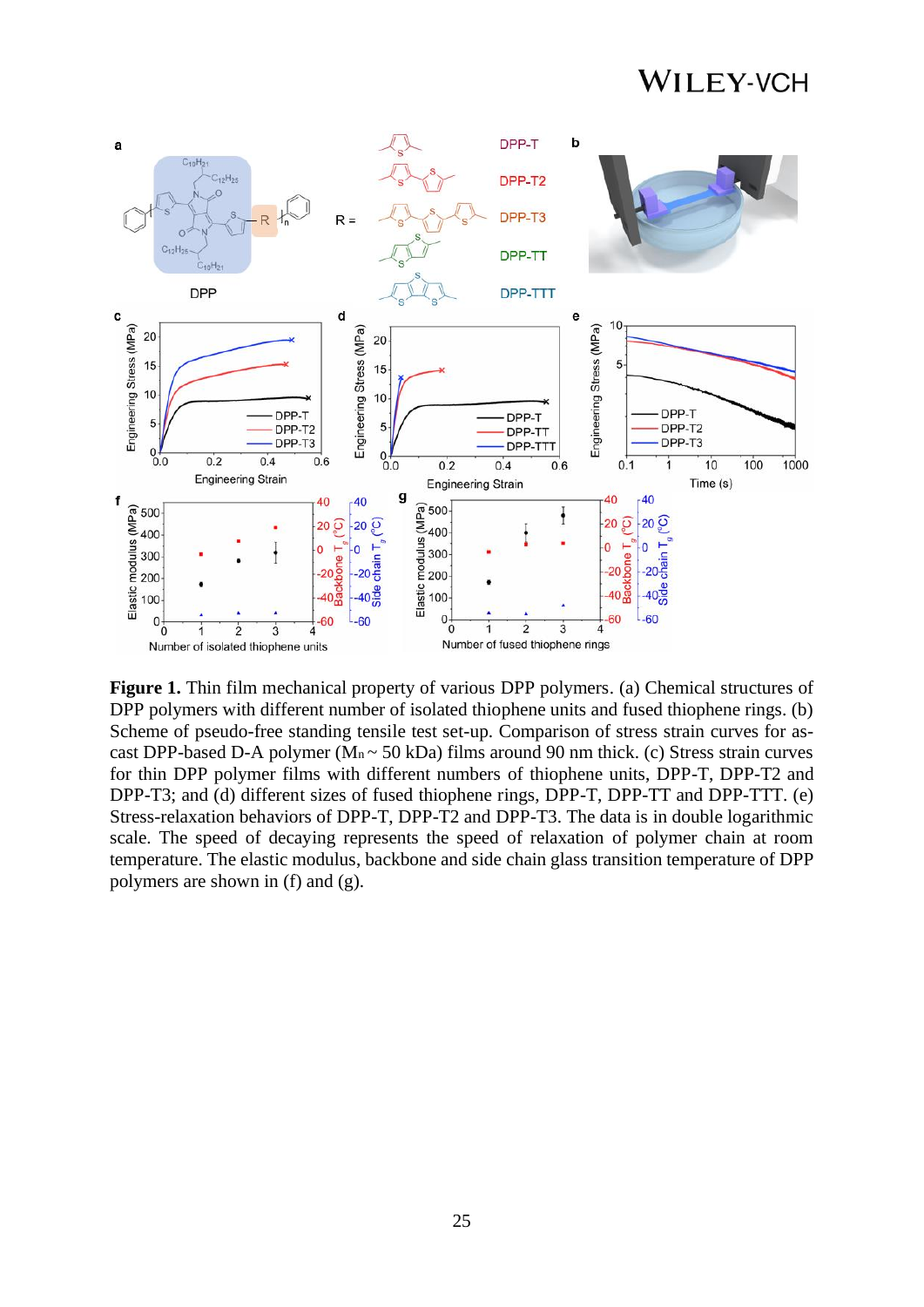**Figure 1.** Thin film mechanical property of various DPP polymers. (a) Chemical structures of DPP polymers with different number of isolated thiophene units and fused thiophene rings. (b) Scheme of pseudo-free standing tensile test set-up. Comparison of stress strain curves for as-cast DPP-based D-A polymer ($M_n$ ~ 50 kDa) films around 90 nm thick. (c) Stress strain curves for thin DPP polymer films with different numbers of thiophene units, DPP-T, DPP-T2 and DPP-T3; and (d) different sizes of fused thiophene rings, DPP-T, DPP-TT and DPP-TTT. (e) Stress-relaxation behaviors of DPP-T, DPP-T2 and DPP-T3. The data is in double logarithmic scale. The speed of decaying represents the speed of relaxation of polymer chain at room temperature. The elastic modulus, backbone and side chain glass transition temperature of DPP polymers are shown in (f) and (g).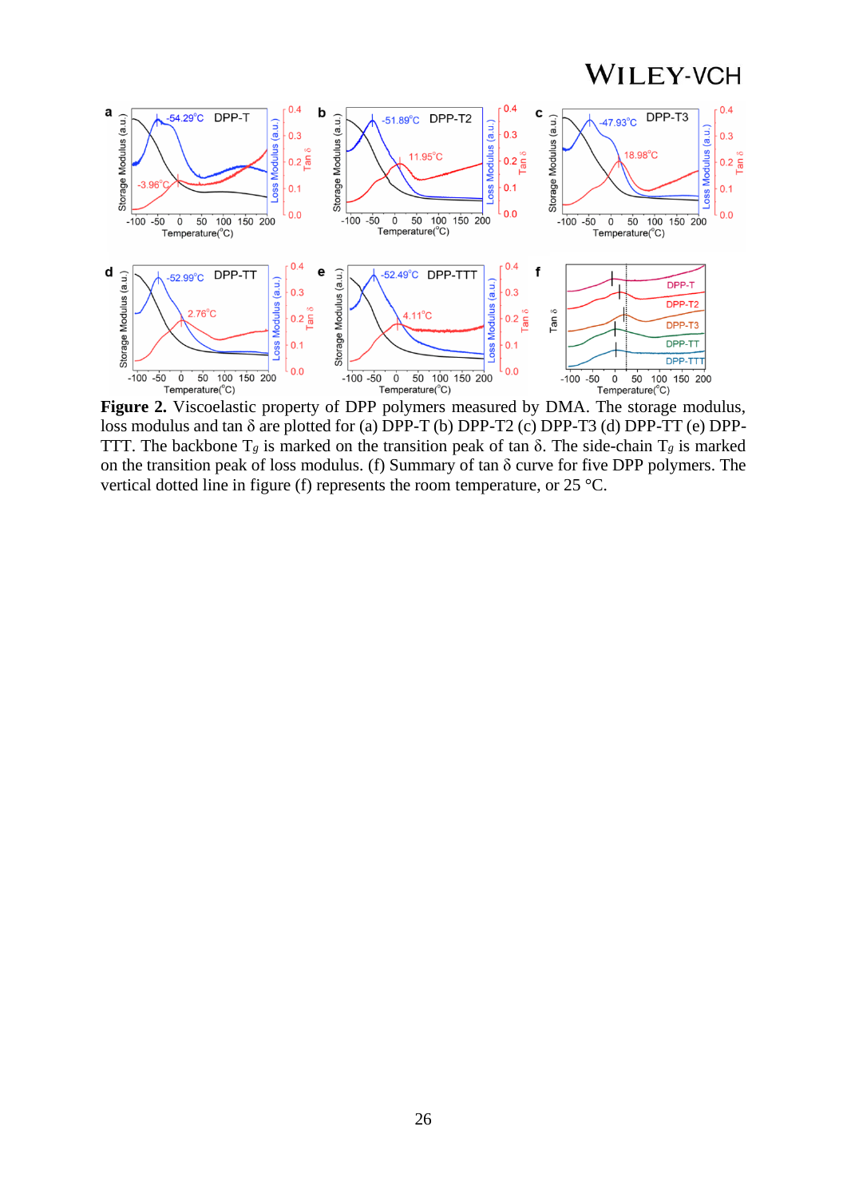**Figure 2.** Viscoelastic property of DPP polymers measured by DMA. The storage modulus, loss modulus and tan δ are plotted for (a) DPP-T (b) DPP-T2 (c) DPP-T3 (d) DPP-TT (e) DPP-TTT. The backbone $T_g$ is marked on the transition peak of tan δ. The side-chain $T_g$ is marked on the transition peak of loss modulus. (f) Summary of tan δ curve for five DPP polymers. The vertical dotted line in figure (f) represents the room temperature, or 25 °C.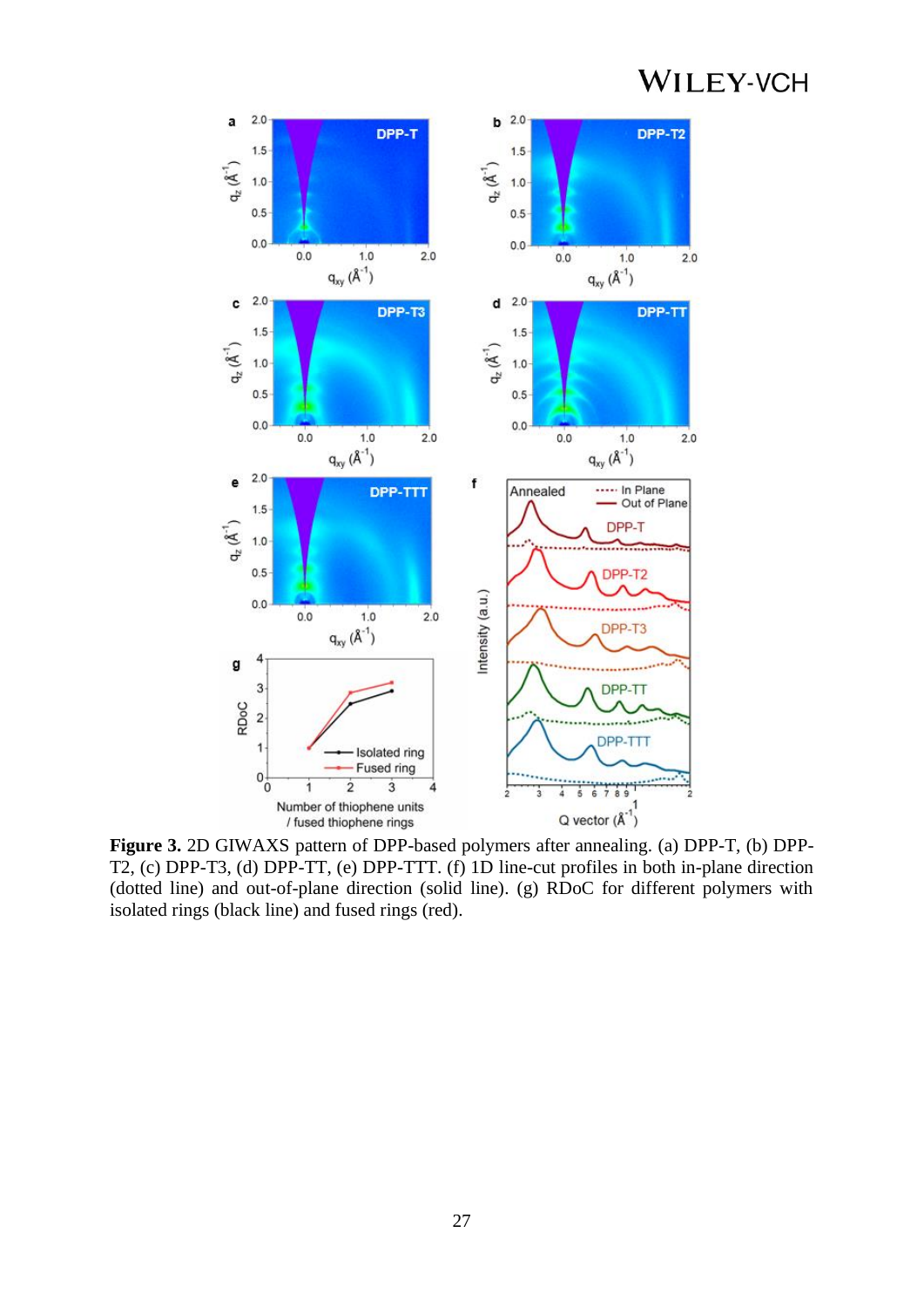**Figure 3.** 2D GIWAXS pattern of DPP-based polymers after annealing. (a) DPP-T, (b) DPP-T2, (c) DPP-T3, (d) DPP-TT, (e) DPP-TTT. (f) 1D line-cut profiles in both in-plane direction (dotted line) and out-of-plane direction (solid line). (g) RDoC for different polymers with isolated rings (black line) and fused rings (red).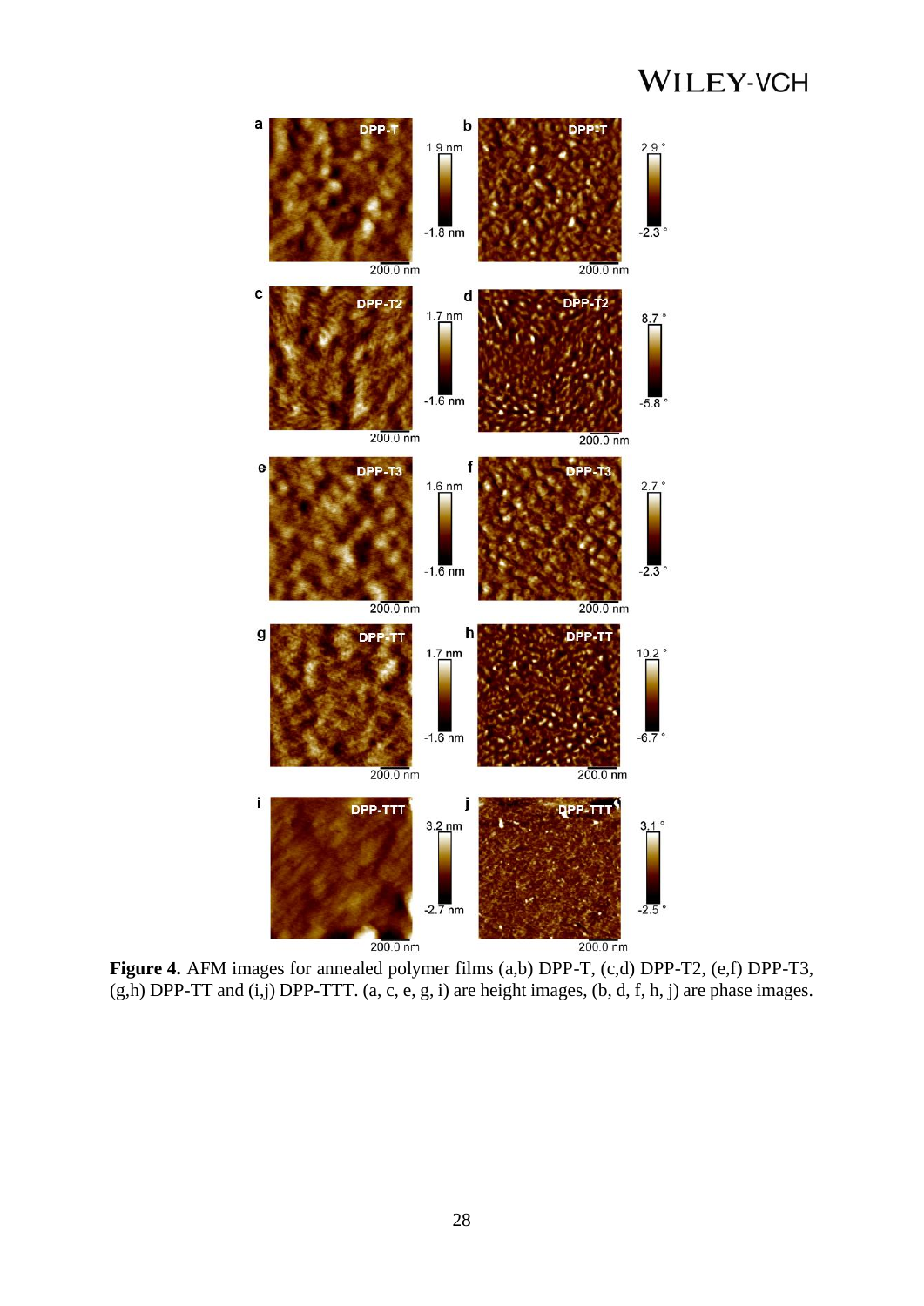**Figure 4.** AFM images for annealed polymer films (a,b) DPP-T, (c,d) DPP-T2, (e,f) DPP-T3, (g,h) DPP-TT and (i,j) DPP-TTT. (a, c, e, g, i) are height images, (b, d, f, h, j) are phase images.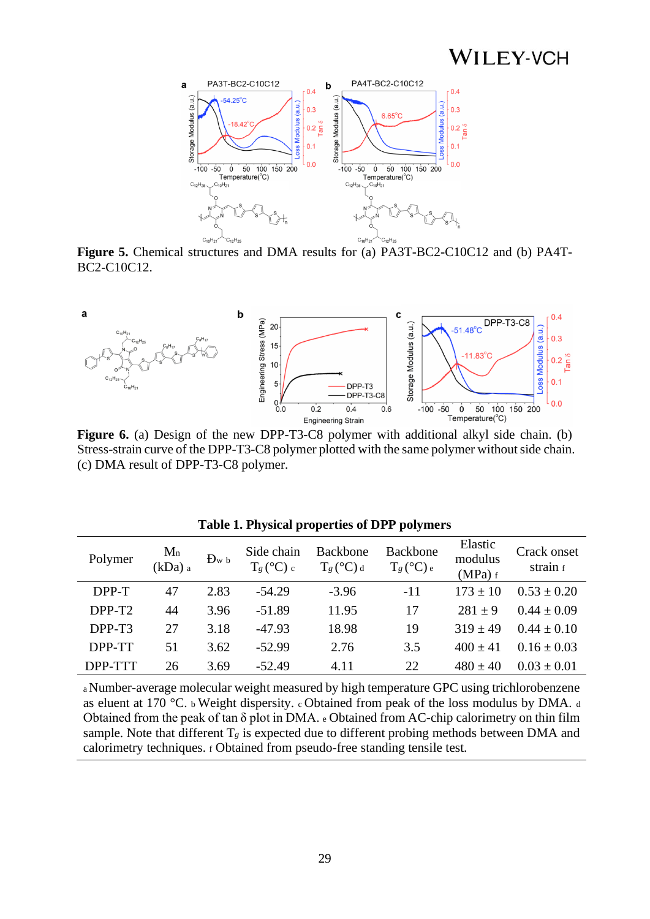**Figure 5.** Chemical structures and DMA results for (a) PA3T-BC2-C10C12 and (b) PA4T-BC2-C10C12.

**Figure 6.** (a) Design of the new DPP-T3-C8 polymer with additional alkyl side chain. (b) Stress-strain curve of the DPP-T3-C8 polymer plotted with the same polymer without side chain. (c) DMA result of DPP-T3-C8 polymer.

**Table 1. Physical properties of DPP polymers**

| Polymer | $M_n$ (kDa) [a] | $Đ_w$ [b] | Side chain $T_g$ (°C) [c] | Backbone $T_g$ (°C) [d] | Backbone $T_g$ (°C) [e] | Elastic modulus (MPa) [f] | Crack onset strain [f] |
|---|---|---|---|---|---|---|---|
| DPP-T | 47 | 2.83 | -54.29 | -3.96 | -11 | 173 ± 10 | 0.53 ± 0.20 |
| DPP-T2 | 44 | 3.96 | -51.89 | 11.95 | 17 | 281 ± 9 | 0.44 ± 0.09 |
| DPP-T3 | 27 | 3.18 | -47.93 | 18.98 | 19 | 319 ± 49 | 0.44 ± 0.10 |
| DPP-TT | 51 | 3.62 | -52.99 | 2.76 | 3.5 | 400 ± 41 | 0.16 ± 0.03 |
| DPP-TTT | 26 | 3.69 | -52.49 | 4.11 | 22 | 480 ± 40 | 0.03 ± 0.01 |

[a] Number-average molecular weight measured by high temperature GPC using trichlorobenzene as eluent at 170 °C. [b] Weight dispersity. [c] Obtained from peak of the loss modulus by DMA. [d] Obtained from the peak of tan δ plot in DMA. [e] Obtained from AC-chip calorimetry on thin film sample. Note that different $T_g$ is expected due to different probing methods between DMA and calorimetry techniques. [f] Obtained from pseudo-free standing tensile test.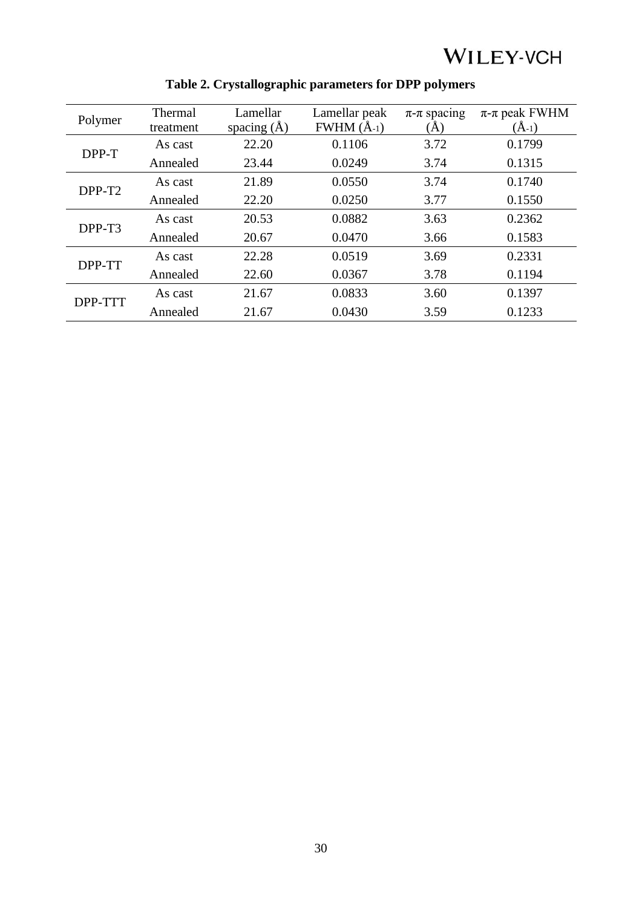**Table 2. Crystallographic parameters for DPP polymers**

| Polymer | Thermal treatment | Lamellar spacing (Å) | Lamellar peak FWHM ($Å^{-1}$) | π-π spacing (Å) | π-π peak FWHM ($Å^{-1}$) |
|---|---|---|---|---|---|
| DPP-T | As cast | 22.20 | 0.1106 | 3.72 | 0.1799 |
| | Annealed | 23.44 | 0.0249 | 3.74 | 0.1315 |
| DPP-T2 | As cast | 21.89 | 0.0550 | 3.74 | 0.1740 |
| | Annealed | 22.20 | 0.0250 | 3.77 | 0.1550 |
| DPP-T3 | As cast | 20.53 | 0.0882 | 3.63 | 0.2362 |
| | Annealed | 20.67 | 0.0470 | 3.66 | 0.1583 |
| DPP-TT | As cast | 22.28 | 0.0519 | 3.69 | 0.2331 |
| | Annealed | 22.60 | 0.0367 | 3.78 | 0.1194 |
| DPP-TTT | As cast | 21.67 | 0.0833 | 3.60 | 0.1397 |
| | Annealed | 21.67 | 0.0430 | 3.59 | 0.1233 |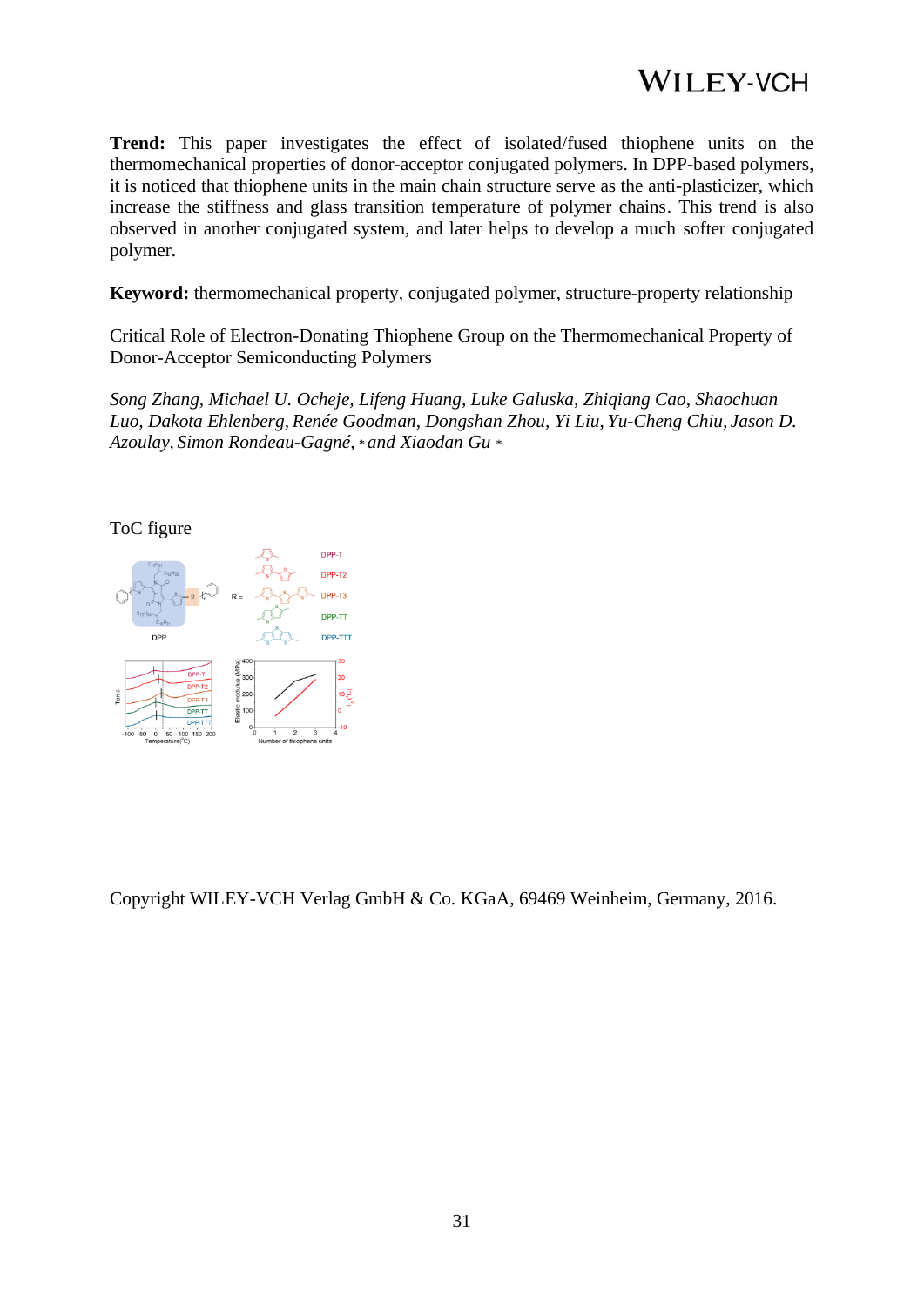**Trend:** This paper investigates the effect of isolated/fused thiophene units on the thermomechanical properties of donor-acceptor conjugated polymers. In DPP-based polymers, it is noticed that thiophene units in the main chain structure serve as the anti-plasticizer, which increase the stiffness and glass transition temperature of polymer chains. This trend is also observed in another conjugated system, and later helps to develop a much softer conjugated polymer.

**Keyword:** thermomechanical property, conjugated polymer, structure-property relationship

Critical Role of Electron-Donating Thiophene Group on the Thermomechanical Property of Donor-Acceptor Semiconducting Polymers

*Song Zhang, Michael U. Ocheje, Lifeng Huang, Luke Galuska, Zhiqiang Cao, Shaochuan Luo, Dakota Ehlenberg, Renée Goodman, Dongshan Zhou, Yi Liu, Yu-Cheng Chiu, Jason D. Azoulay, Simon Rondeau-Gagné, \* and Xiaodan Gu \**

ToC figure

DPP

R =

DPP-T

DPP-T2

DPP-T3

DPP-TT

DPP-TTT

Tan δ

Temperature(°C)

-100 -50 0 50 100 150 200

Elastic modulus (MPa)

400

300

200

100

0

Number of thiophene units

0 1 2 3 4

30

20

10

0

-10

$T_g$ (°C)

Copyright WILEY-VCH Verlag GmbH & Co. KGaA, 69469 Weinheim, Germany, 2016.